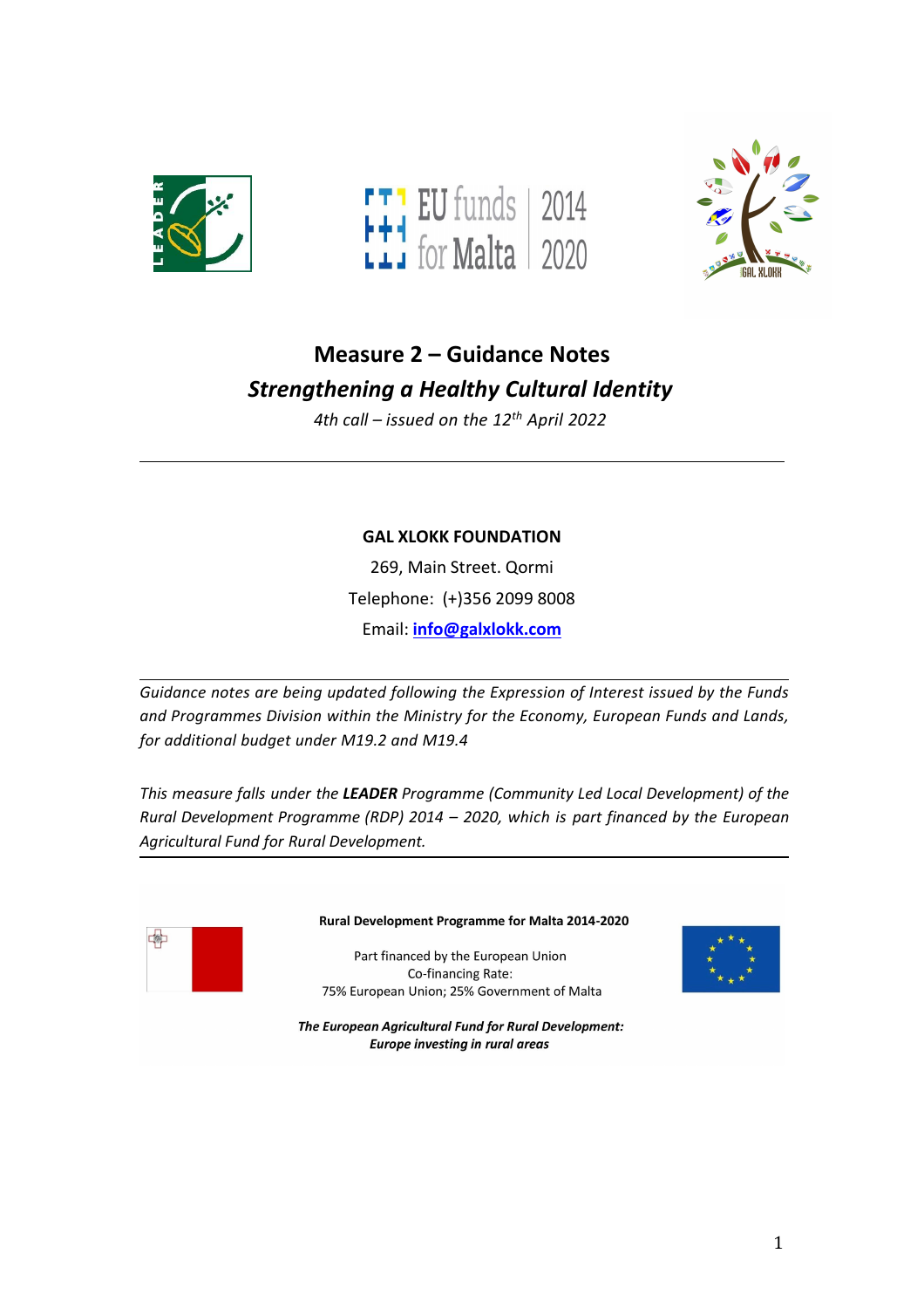# Measure 2 – Guidance Notes

## *Strengthening a Healthy Cultural Identity*

*4th call – issued on the 12th April 2022*

---

**GAL XLOKK FOUNDATION**

269, Main Street. Qormi

Telephone: (+)356 2099 8008

Email: **info@galxlokk.com**

---

*Guidance notes are being updated following the Expression of Interest issued by the Funds and Programmes Division within the Ministry for the Economy, European Funds and Lands, for additional budget under M19.2 and M19.4*

*This measure falls under the **LEADER** Programme (Community Led Local Development) of the Rural Development Programme (RDP) 2014 – 2020, which is part financed by the European Agricultural Fund for Rural Development.*

---

**Rural Development Programme for Malta 2014-2020**

Part financed by the European Union
Co-financing Rate:
75% European Union; 25% Government of Malta

***The European Agricultural Fund for Rural Development: Europe investing in rural areas***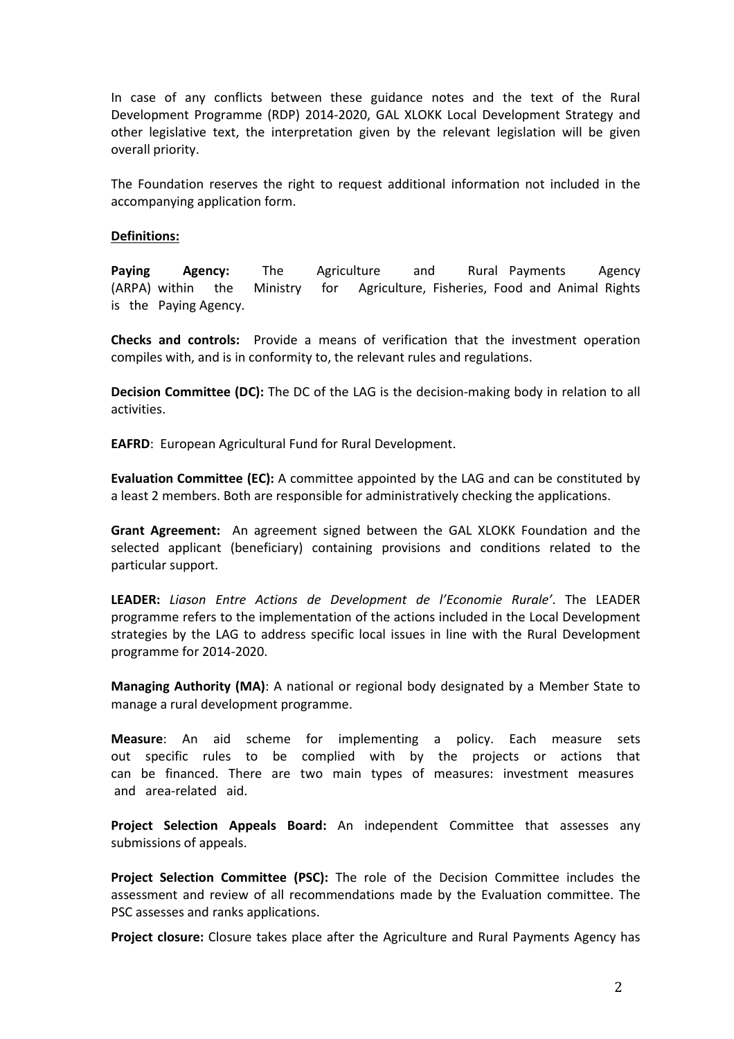In case of any conflicts between these guidance notes and the text of the Rural Development Programme (RDP) 2014-2020, GAL XLOKK Local Development Strategy and other legislative text, the interpretation given by the relevant legislation will be given overall priority.

The Foundation reserves the right to request additional information not included in the accompanying application form.

**Definitions:**

**Paying Agency:** The Agriculture and Rural Payments Agency (ARPA) within the Ministry for Agriculture, Fisheries, Food and Animal Rights is the Paying Agency.

**Checks and controls:** Provide a means of verification that the investment operation compiles with, and is in conformity to, the relevant rules and regulations.

**Decision Committee (DC):** The DC of the LAG is the decision-making body in relation to all activities.

**EAFRD**: European Agricultural Fund for Rural Development.

**Evaluation Committee (EC):** A committee appointed by the LAG and can be constituted by a least 2 members. Both are responsible for administratively checking the applications.

**Grant Agreement:** An agreement signed between the GAL XLOKK Foundation and the selected applicant (beneficiary) containing provisions and conditions related to the particular support.

**LEADER:** *Liason Entre Actions de Development de l'Economie Rurale'*. The LEADER programme refers to the implementation of the actions included in the Local Development strategies by the LAG to address specific local issues in line with the Rural Development programme for 2014-2020.

**Managing Authority (MA)**: A national or regional body designated by a Member State to manage a rural development programme.

**Measure**: An aid scheme for implementing a policy. Each measure sets out specific rules to be complied with by the projects or actions that can be financed. There are two main types of measures: investment measures and area-related aid.

**Project Selection Appeals Board:** An independent Committee that assesses any submissions of appeals.

**Project Selection Committee (PSC):** The role of the Decision Committee includes the assessment and review of all recommendations made by the Evaluation committee. The PSC assesses and ranks applications.

**Project closure:** Closure takes place after the Agriculture and Rural Payments Agency has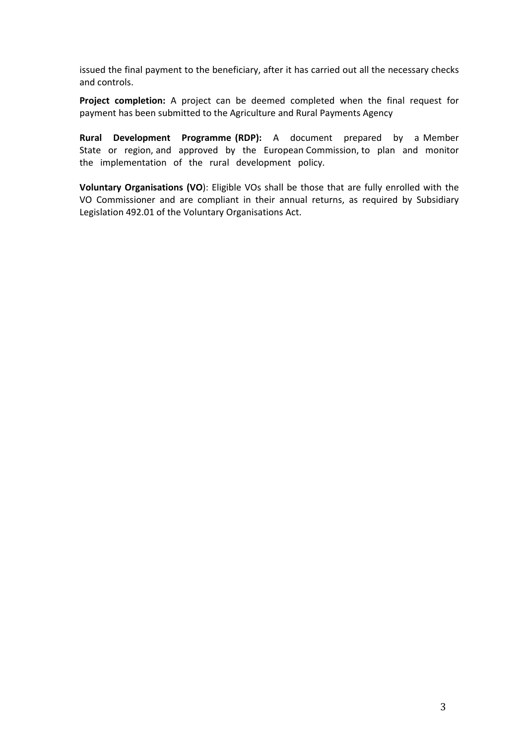issued the final payment to the beneficiary, after it has carried out all the necessary checks and controls.

**Project completion:** A project can be deemed completed when the final request for payment has been submitted to the Agriculture and Rural Payments Agency

**Rural Development Programme (RDP):** A document prepared by a Member State or region, and approved by the European Commission, to plan and monitor the implementation of the rural development policy.

**Voluntary Organisations (VO**): Eligible VOs shall be those that are fully enrolled with the VO Commissioner and are compliant in their annual returns, as required by Subsidiary Legislation 492.01 of the Voluntary Organisations Act.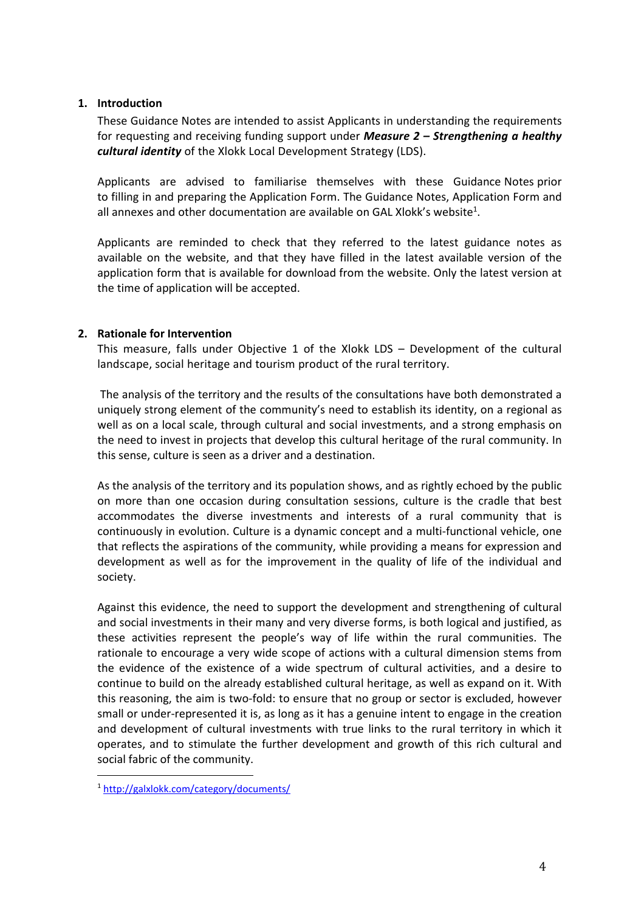## 1. Introduction

These Guidance Notes are intended to assist Applicants in understanding the requirements for requesting and receiving funding support under ***Measure 2 – Strengthening a healthy cultural identity*** of the Xlokk Local Development Strategy (LDS).

Applicants are advised to familiarise themselves with these Guidance Notes prior to filling in and preparing the Application Form. The Guidance Notes, Application Form and all annexes and other documentation are available on GAL Xlokk's website[1].

Applicants are reminded to check that they referred to the latest guidance notes as available on the website, and that they have filled in the latest available version of the application form that is available for download from the website. Only the latest version at the time of application will be accepted.

## 2. Rationale for Intervention

This measure, falls under Objective 1 of the Xlokk LDS – Development of the cultural landscape, social heritage and tourism product of the rural territory.

The analysis of the territory and the results of the consultations have both demonstrated a uniquely strong element of the community's need to establish its identity, on a regional as well as on a local scale, through cultural and social investments, and a strong emphasis on the need to invest in projects that develop this cultural heritage of the rural community. In this sense, culture is seen as a driver and a destination.

As the analysis of the territory and its population shows, and as rightly echoed by the public on more than one occasion during consultation sessions, culture is the cradle that best accommodates the diverse investments and interests of a rural community that is continuously in evolution. Culture is a dynamic concept and a multi-functional vehicle, one that reflects the aspirations of the community, while providing a means for expression and development as well as for the improvement in the quality of life of the individual and society.

Against this evidence, the need to support the development and strengthening of cultural and social investments in their many and very diverse forms, is both logical and justified, as these activities represent the people's way of life within the rural communities. The rationale to encourage a very wide scope of actions with a cultural dimension stems from the evidence of the existence of a wide spectrum of cultural activities, and a desire to continue to build on the already established cultural heritage, as well as expand on it. With this reasoning, the aim is two-fold: to ensure that no group or sector is excluded, however small or under-represented it is, as long as it has a genuine intent to engage in the creation and development of cultural investments with true links to the rural territory in which it operates, and to stimulate the further development and growth of this rich cultural and social fabric of the community.

---

[1] http://galxlokk.com/category/documents/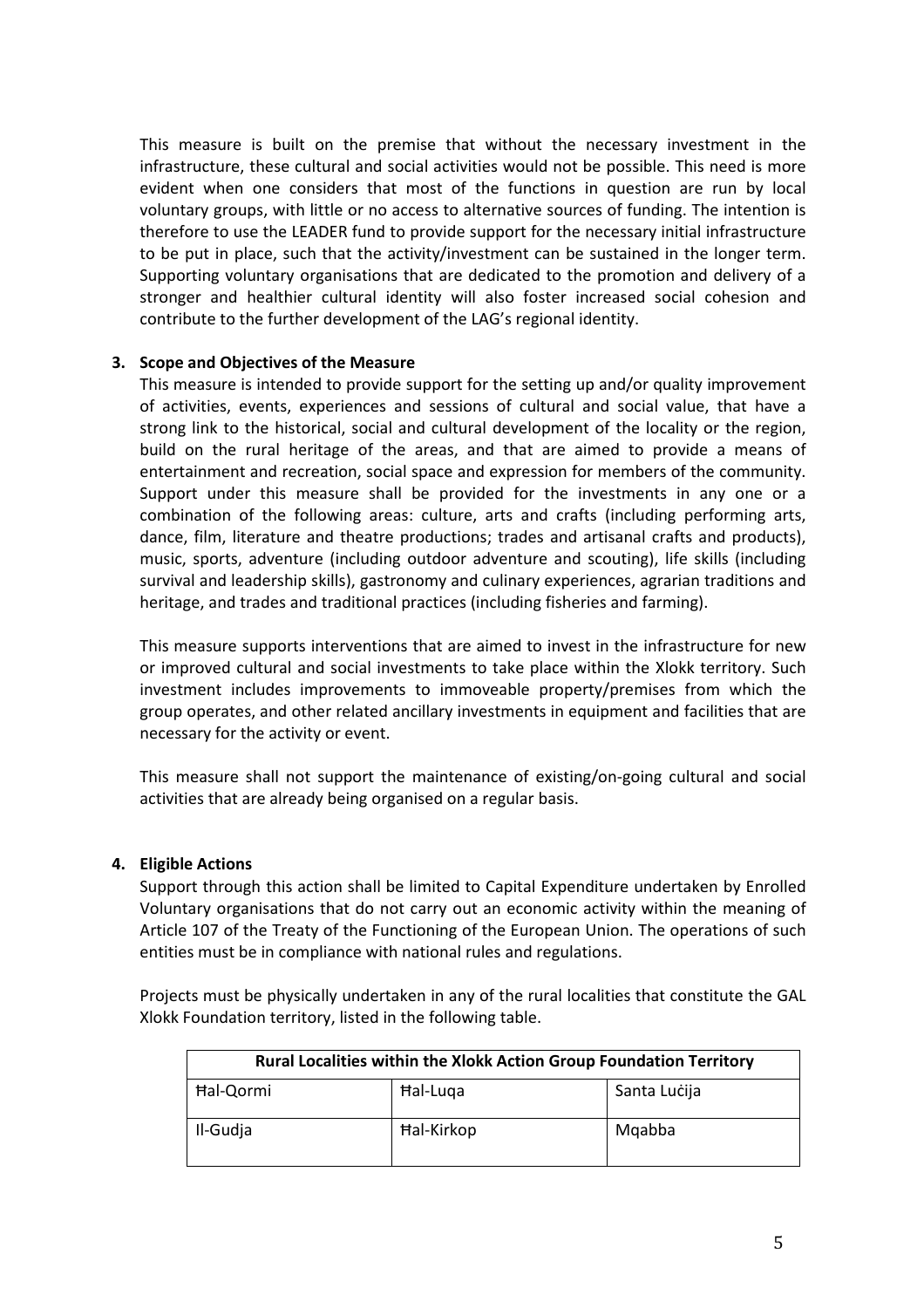This measure is built on the premise that without the necessary investment in the infrastructure, these cultural and social activities would not be possible. This need is more evident when one considers that most of the functions in question are run by local voluntary groups, with little or no access to alternative sources of funding. The intention is therefore to use the LEADER fund to provide support for the necessary initial infrastructure to be put in place, such that the activity/investment can be sustained in the longer term. Supporting voluntary organisations that are dedicated to the promotion and delivery of a stronger and healthier cultural identity will also foster increased social cohesion and contribute to the further development of the LAG's regional identity.

**3. Scope and Objectives of the Measure**

This measure is intended to provide support for the setting up and/or quality improvement of activities, events, experiences and sessions of cultural and social value, that have a strong link to the historical, social and cultural development of the locality or the region, build on the rural heritage of the areas, and that are aimed to provide a means of entertainment and recreation, social space and expression for members of the community. Support under this measure shall be provided for the investments in any one or a combination of the following areas: culture, arts and crafts (including performing arts, dance, film, literature and theatre productions; trades and artisanal crafts and products), music, sports, adventure (including outdoor adventure and scouting), life skills (including survival and leadership skills), gastronomy and culinary experiences, agrarian traditions and heritage, and trades and traditional practices (including fisheries and farming).

This measure supports interventions that are aimed to invest in the infrastructure for new or improved cultural and social investments to take place within the Xlokk territory. Such investment includes improvements to immoveable property/premises from which the group operates, and other related ancillary investments in equipment and facilities that are necessary for the activity or event.

This measure shall not support the maintenance of existing/on-going cultural and social activities that are already being organised on a regular basis.

**4. Eligible Actions**

Support through this action shall be limited to Capital Expenditure undertaken by Enrolled Voluntary organisations that do not carry out an economic activity within the meaning of Article 107 of the Treaty of the Functioning of the European Union. The operations of such entities must be in compliance with national rules and regulations.

Projects must be physically undertaken in any of the rural localities that constitute the GAL Xlokk Foundation territory, listed in the following table.

| Rural Localities within the Xlokk Action Group Foundation Territory | | |
|---|---|---|
| Ħal-Qormi | Ħal-Luqa | Santa Luċija |
| Il-Gudja | Ħal-Kirkop | Mqabba |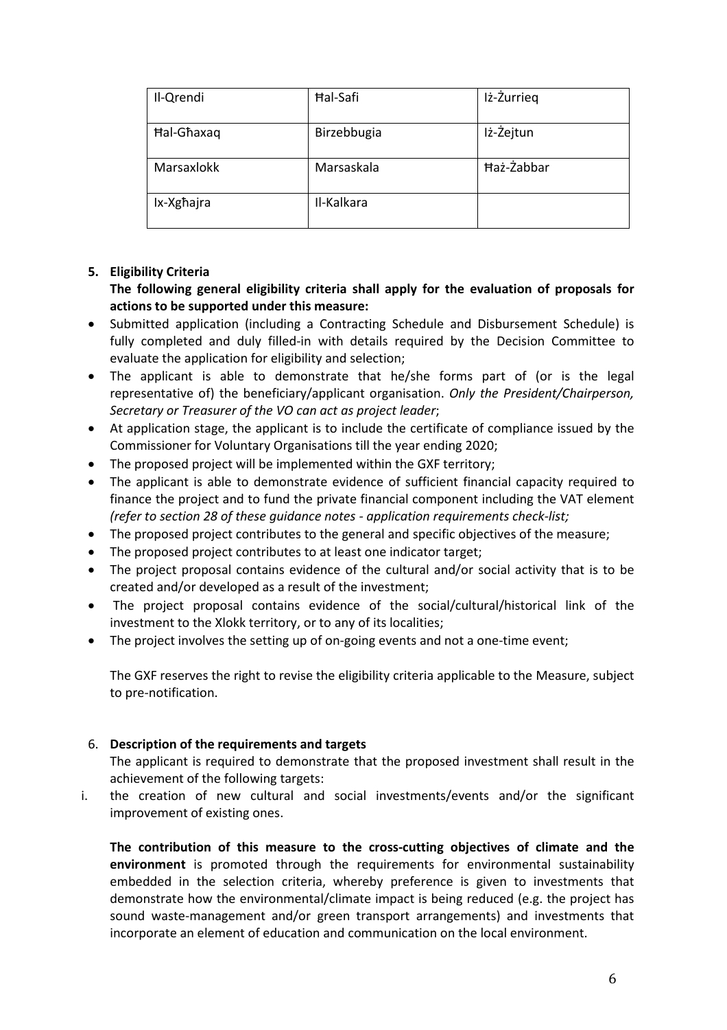| Il-Qrendi | Ħal-Safi | Iż-Żurrieq |
| --- | --- | --- |
| Ħal-Għaxaq | Birzebbugia | Iż-Żejtun |
| Marsaxlokk | Marsaskala | Ħaż-Żabbar |
| Ix-Xgħajra | Il-Kalkara | |

**5. Eligibility Criteria**

**The following general eligibility criteria shall apply for the evaluation of proposals for actions to be supported under this measure:**

- Submitted application (including a Contracting Schedule and Disbursement Schedule) is fully completed and duly filled-in with details required by the Decision Committee to evaluate the application for eligibility and selection;
- The applicant is able to demonstrate that he/she forms part of (or is the legal representative of) the beneficiary/applicant organisation. *Only the President/Chairperson, Secretary or Treasurer of the VO can act as project leader*;
- At application stage, the applicant is to include the certificate of compliance issued by the Commissioner for Voluntary Organisations till the year ending 2020;
- The proposed project will be implemented within the GXF territory;
- The applicant is able to demonstrate evidence of sufficient financial capacity required to finance the project and to fund the private financial component including the VAT element *(refer to section 28 of these guidance notes - application requirements check-list;*
- The proposed project contributes to the general and specific objectives of the measure;
- The proposed project contributes to at least one indicator target;
- The project proposal contains evidence of the cultural and/or social activity that is to be created and/or developed as a result of the investment;
- The project proposal contains evidence of the social/cultural/historical link of the investment to the Xlokk territory, or to any of its localities;
- The project involves the setting up of on-going events and not a one-time event;

The GXF reserves the right to revise the eligibility criteria applicable to the Measure, subject to pre-notification.

6. **Description of the requirements and targets**

The applicant is required to demonstrate that the proposed investment shall result in the achievement of the following targets:

i. the creation of new cultural and social investments/events and/or the significant improvement of existing ones.

**The contribution of this measure to the cross-cutting objectives of climate and the environment** is promoted through the requirements for environmental sustainability embedded in the selection criteria, whereby preference is given to investments that demonstrate how the environmental/climate impact is being reduced (e.g. the project has sound waste-management and/or green transport arrangements) and investments that incorporate an element of education and communication on the local environment.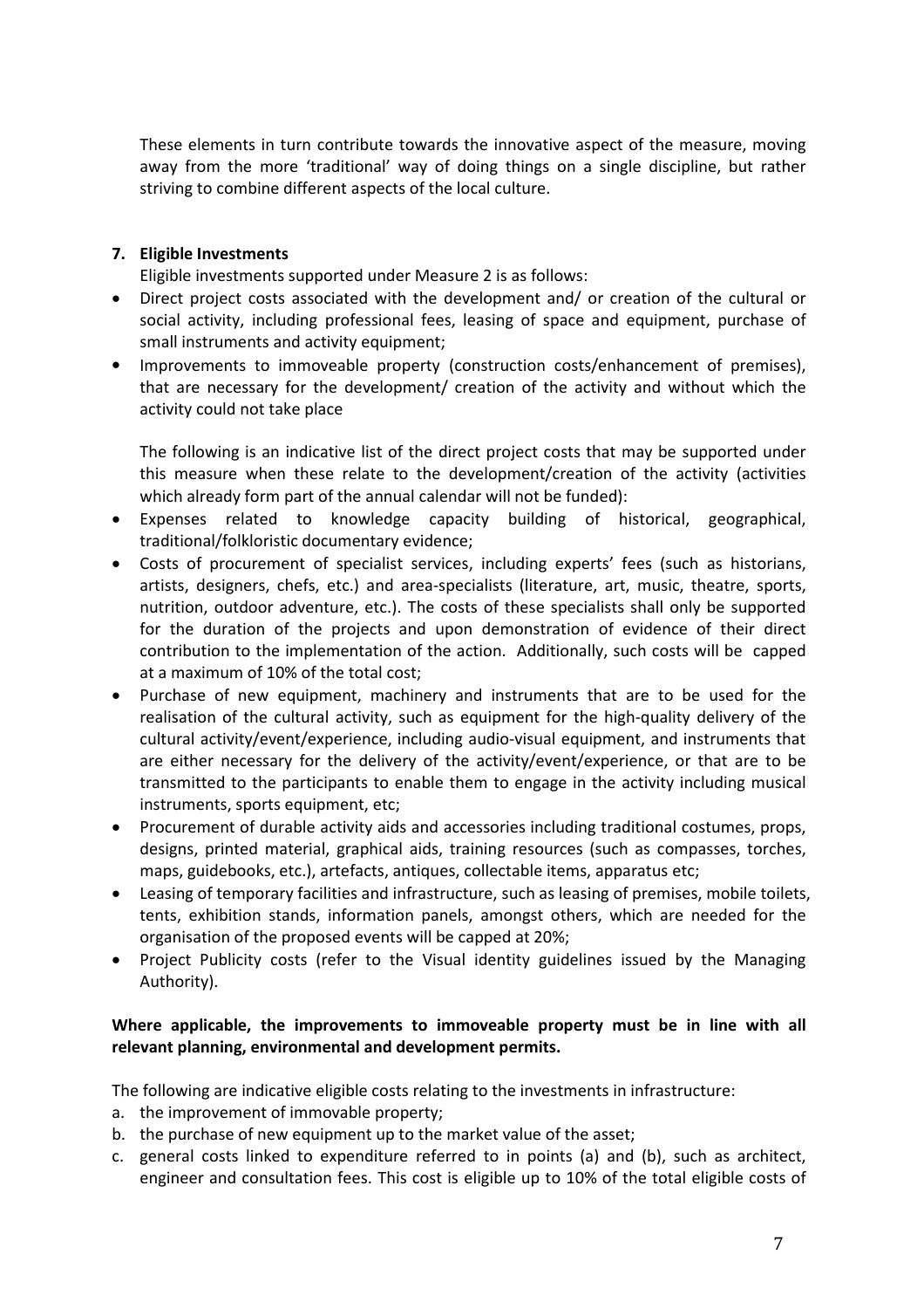These elements in turn contribute towards the innovative aspect of the measure, moving away from the more 'traditional' way of doing things on a single discipline, but rather striving to combine different aspects of the local culture.

## 7. Eligible Investments

Eligible investments supported under Measure 2 is as follows:

- Direct project costs associated with the development and/ or creation of the cultural or social activity, including professional fees, leasing of space and equipment, purchase of small instruments and activity equipment;
- Improvements to immoveable property (construction costs/enhancement of premises), that are necessary for the development/ creation of the activity and without which the activity could not take place

The following is an indicative list of the direct project costs that may be supported under this measure when these relate to the development/creation of the activity (activities which already form part of the annual calendar will not be funded):

- Expenses related to knowledge capacity building of historical, geographical, traditional/folkloristic documentary evidence;
- Costs of procurement of specialist services, including experts' fees (such as historians, artists, designers, chefs, etc.) and area-specialists (literature, art, music, theatre, sports, nutrition, outdoor adventure, etc.). The costs of these specialists shall only be supported for the duration of the projects and upon demonstration of evidence of their direct contribution to the implementation of the action. Additionally, such costs will be capped at a maximum of 10% of the total cost;
- Purchase of new equipment, machinery and instruments that are to be used for the realisation of the cultural activity, such as equipment for the high-quality delivery of the cultural activity/event/experience, including audio-visual equipment, and instruments that are either necessary for the delivery of the activity/event/experience, or that are to be transmitted to the participants to enable them to engage in the activity including musical instruments, sports equipment, etc;
- Procurement of durable activity aids and accessories including traditional costumes, props, designs, printed material, graphical aids, training resources (such as compasses, torches, maps, guidebooks, etc.), artefacts, antiques, collectable items, apparatus etc;
- Leasing of temporary facilities and infrastructure, such as leasing of premises, mobile toilets, tents, exhibition stands, information panels, amongst others, which are needed for the organisation of the proposed events will be capped at 20%;
- Project Publicity costs (refer to the Visual identity guidelines issued by the Managing Authority).

**Where applicable, the improvements to immoveable property must be in line with all relevant planning, environmental and development permits.**

The following are indicative eligible costs relating to the investments in infrastructure:

a. the improvement of immovable property;
b. the purchase of new equipment up to the market value of the asset;
c. general costs linked to expenditure referred to in points (a) and (b), such as architect, engineer and consultation fees. This cost is eligible up to 10% of the total eligible costs of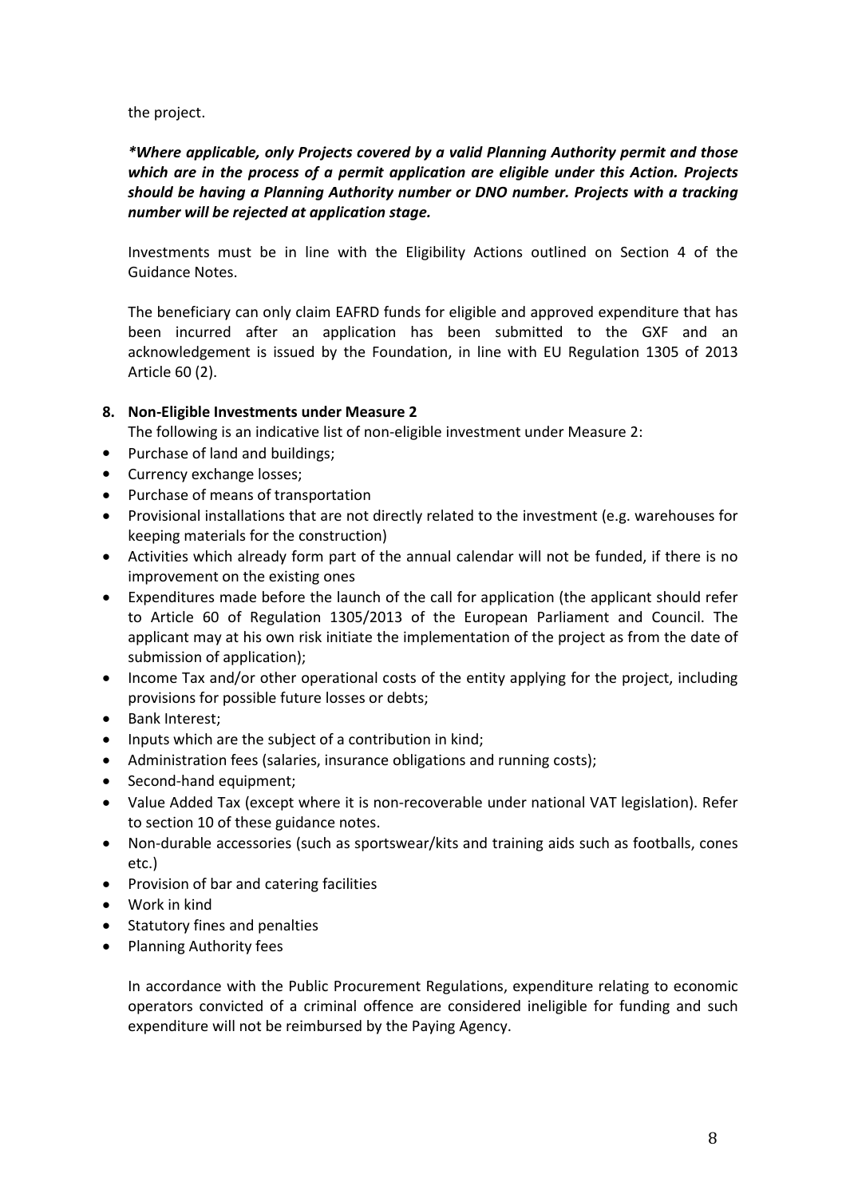the project.

***Where applicable, only Projects covered by a valid Planning Authority permit and those which are in the process of a permit application are eligible under this Action. Projects should be having a Planning Authority number or DNO number. Projects with a tracking number will be rejected at application stage.***

Investments must be in line with the Eligibility Actions outlined on Section 4 of the Guidance Notes.

The beneficiary can only claim EAFRD funds for eligible and approved expenditure that has been incurred after an application has been submitted to the GXF and an acknowledgement is issued by the Foundation, in line with EU Regulation 1305 of 2013 Article 60 (2).

## 8. Non-Eligible Investments under Measure 2

The following is an indicative list of non-eligible investment under Measure 2:

- Purchase of land and buildings;
- Currency exchange losses;
- Purchase of means of transportation
- Provisional installations that are not directly related to the investment (e.g. warehouses for keeping materials for the construction)
- Activities which already form part of the annual calendar will not be funded, if there is no improvement on the existing ones
- Expenditures made before the launch of the call for application (the applicant should refer to Article 60 of Regulation 1305/2013 of the European Parliament and Council. The applicant may at his own risk initiate the implementation of the project as from the date of submission of application);
- Income Tax and/or other operational costs of the entity applying for the project, including provisions for possible future losses or debts;
- Bank Interest;
- Inputs which are the subject of a contribution in kind;
- Administration fees (salaries, insurance obligations and running costs);
- Second-hand equipment;
- Value Added Tax (except where it is non-recoverable under national VAT legislation). Refer to section 10 of these guidance notes.
- Non-durable accessories (such as sportswear/kits and training aids such as footballs, cones etc.)
- Provision of bar and catering facilities
- Work in kind
- Statutory fines and penalties
- Planning Authority fees

In accordance with the Public Procurement Regulations, expenditure relating to economic operators convicted of a criminal offence are considered ineligible for funding and such expenditure will not be reimbursed by the Paying Agency.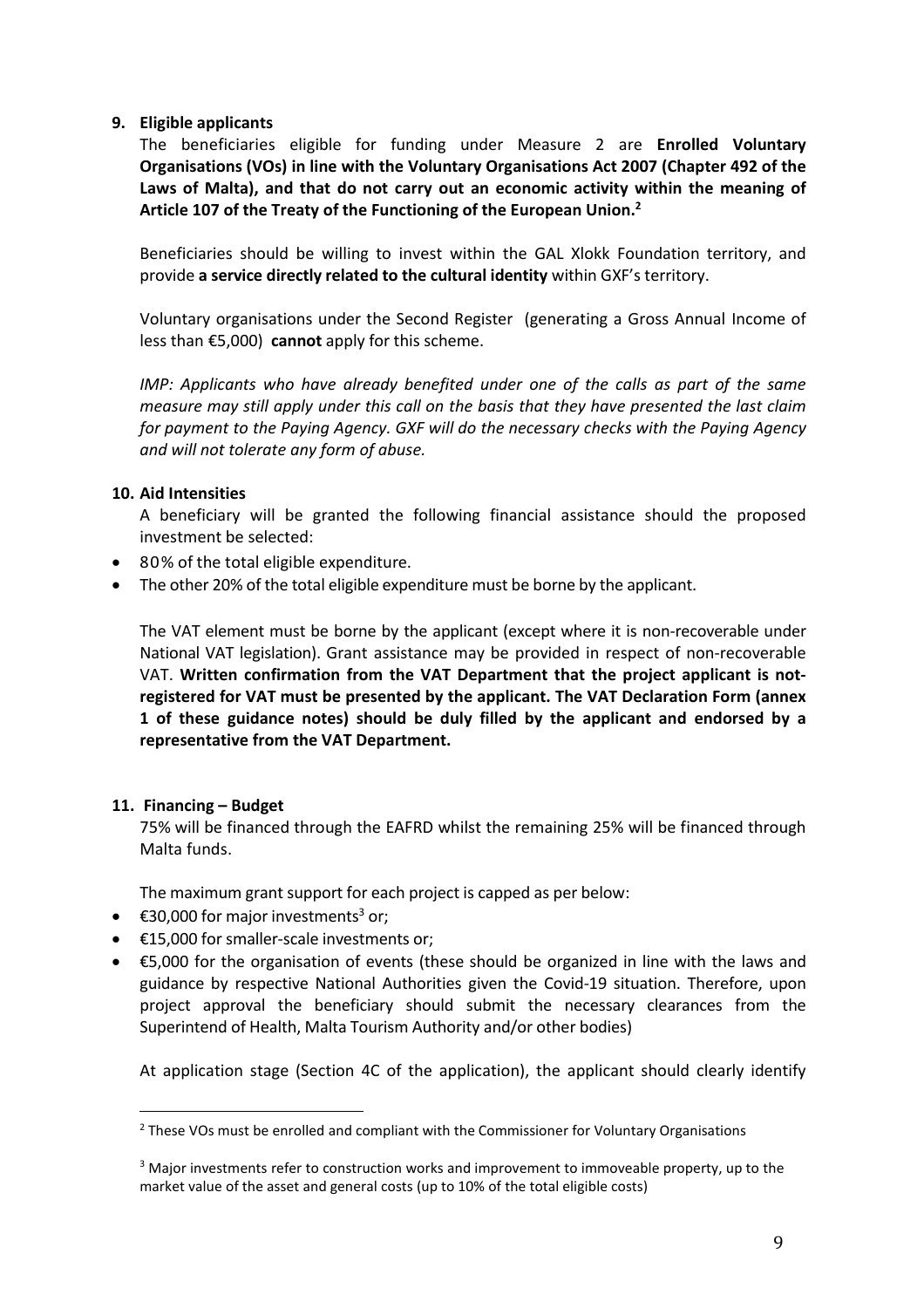## 9. Eligible applicants

The beneficiaries eligible for funding under Measure 2 are **Enrolled Voluntary Organisations (VOs) in line with the Voluntary Organisations Act 2007 (Chapter 492 of the Laws of Malta), and that do not carry out an economic activity within the meaning of Article 107 of the Treaty of the Functioning of the European Union.**[2]

Beneficiaries should be willing to invest within the GAL Xlokk Foundation territory, and provide **a service directly related to the cultural identity** within GXF's territory.

Voluntary organisations under the Second Register (generating a Gross Annual Income of less than €5,000) **cannot** apply for this scheme.

*IMP: Applicants who have already benefited under one of the calls as part of the same measure may still apply under this call on the basis that they have presented the last claim for payment to the Paying Agency. GXF will do the necessary checks with the Paying Agency and will not tolerate any form of abuse.*

## 10. Aid Intensities

A beneficiary will be granted the following financial assistance should the proposed investment be selected:

- 80% of the total eligible expenditure.
- The other 20% of the total eligible expenditure must be borne by the applicant.

The VAT element must be borne by the applicant (except where it is non-recoverable under National VAT legislation). Grant assistance may be provided in respect of non-recoverable VAT. **Written confirmation from the VAT Department that the project applicant is not-registered for VAT must be presented by the applicant. The VAT Declaration Form (annex 1 of these guidance notes) should be duly filled by the applicant and endorsed by a representative from the VAT Department.**

## 11. Financing – Budget

75% will be financed through the EAFRD whilst the remaining 25% will be financed through Malta funds.

The maximum grant support for each project is capped as per below:

- €30,000 for major investments[3] or;
- €15,000 for smaller-scale investments or;
- €5,000 for the organisation of events (these should be organized in line with the laws and guidance by respective National Authorities given the Covid-19 situation. Therefore, upon project approval the beneficiary should submit the necessary clearances from the Superintend of Health, Malta Tourism Authority and/or other bodies)

At application stage (Section 4C of the application), the applicant should clearly identify

[2] These VOs must be enrolled and compliant with the Commissioner for Voluntary Organisations

[3] Major investments refer to construction works and improvement to immoveable property, up to the market value of the asset and general costs (up to 10% of the total eligible costs)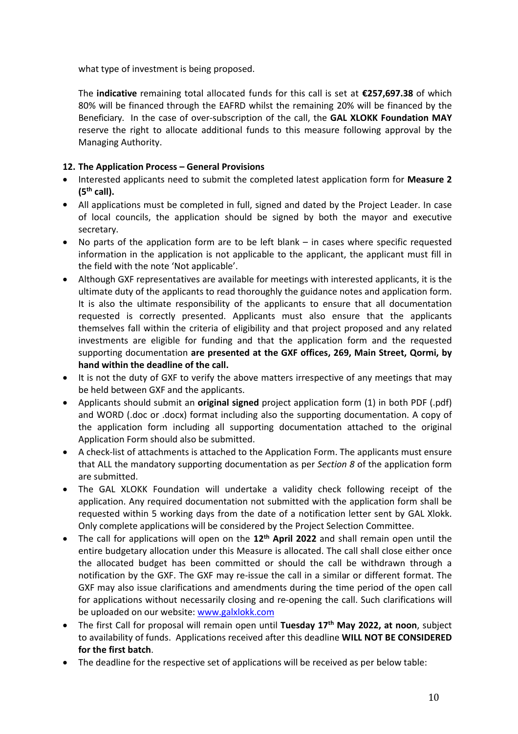what type of investment is being proposed.

The **indicative** remaining total allocated funds for this call is set at **€257,697.38** of which 80% will be financed through the EAFRD whilst the remaining 20% will be financed by the Beneficiary. In the case of over-subscription of the call, the **GAL XLOKK Foundation MAY** reserve the right to allocate additional funds to this measure following approval by the Managing Authority.

### 12. The Application Process – General Provisions

- Interested applicants need to submit the completed latest application form for **Measure 2 (5th call).**
- All applications must be completed in full, signed and dated by the Project Leader. In case of local councils, the application should be signed by both the mayor and executive secretary.
- No parts of the application form are to be left blank – in cases where specific requested information in the application is not applicable to the applicant, the applicant must fill in the field with the note 'Not applicable'.
- Although GXF representatives are available for meetings with interested applicants, it is the ultimate duty of the applicants to read thoroughly the guidance notes and application form. It is also the ultimate responsibility of the applicants to ensure that all documentation requested is correctly presented. Applicants must also ensure that the applicants themselves fall within the criteria of eligibility and that project proposed and any related investments are eligible for funding and that the application form and the requested supporting documentation **are presented at the GXF offices, 269, Main Street, Qormi, by hand within the deadline of the call.**
- It is not the duty of GXF to verify the above matters irrespective of any meetings that may be held between GXF and the applicants.
- Applicants should submit an **original signed** project application form (1) in both PDF (.pdf) and WORD (.doc or .docx) format including also the supporting documentation. A copy of the application form including all supporting documentation attached to the original Application Form should also be submitted.
- A check-list of attachments is attached to the Application Form. The applicants must ensure that ALL the mandatory supporting documentation as per *Section 8* of the application form are submitted.
- The GAL XLOKK Foundation will undertake a validity check following receipt of the application. Any required documentation not submitted with the application form shall be requested within 5 working days from the date of a notification letter sent by GAL Xlokk. Only complete applications will be considered by the Project Selection Committee.
- The call for applications will open on the **12th April 2022** and shall remain open until the entire budgetary allocation under this Measure is allocated. The call shall close either once the allocated budget has been committed or should the call be withdrawn through a notification by the GXF. The GXF may re-issue the call in a similar or different format. The GXF may also issue clarifications and amendments during the time period of the open call for applications without necessarily closing and re-opening the call. Such clarifications will be uploaded on our website: [www.galxlokk.com](http://www.galxlokk.com)
- The first Call for proposal will remain open until **Tuesday 17th May 2022, at noon**, subject to availability of funds. Applications received after this deadline **WILL NOT BE CONSIDERED for the first batch**.
- The deadline for the respective set of applications will be received as per below table: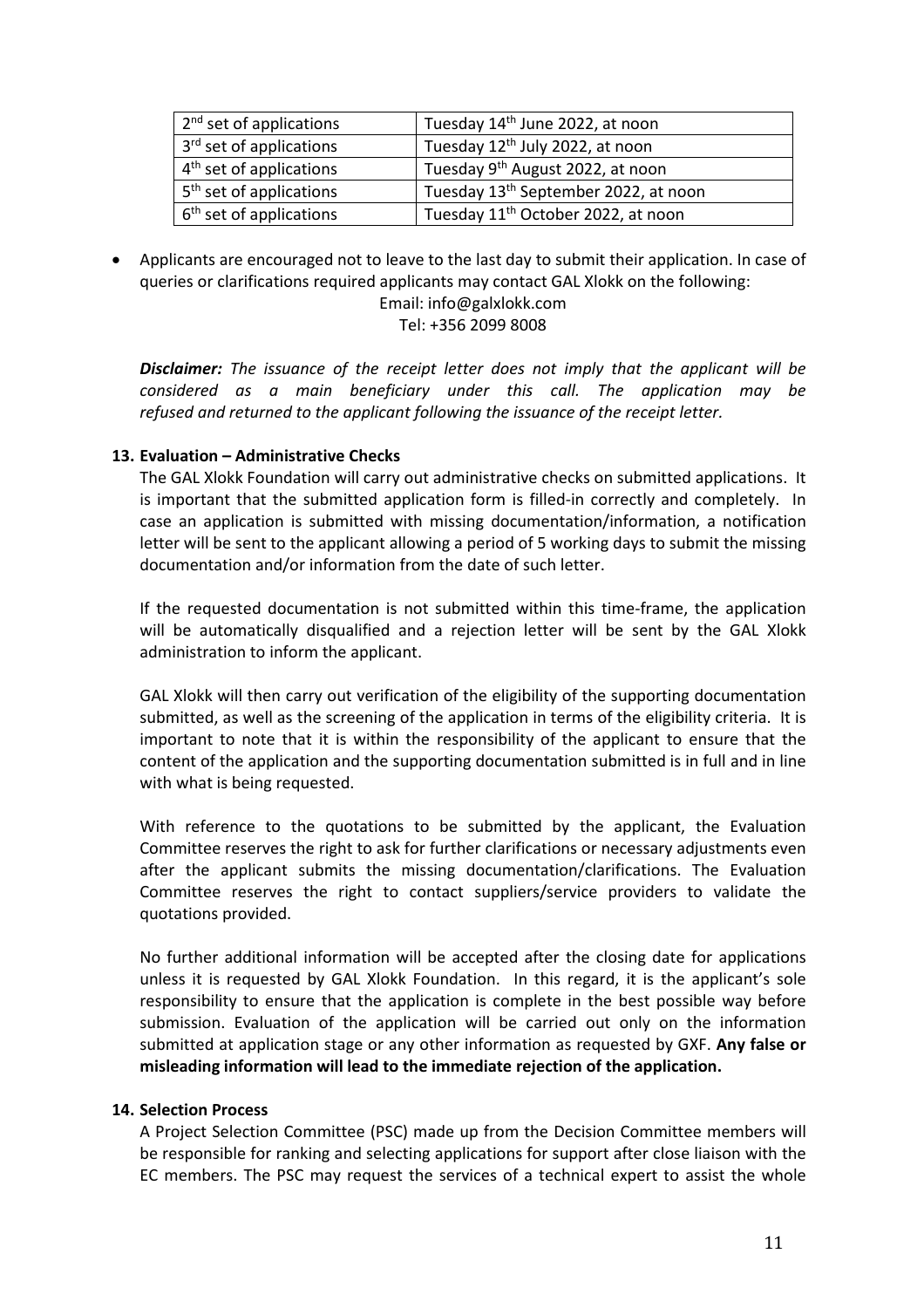| 2[nd] set of applications | Tuesday 14[th] June 2022, at noon |
|---|---|
| 3[rd] set of applications | Tuesday 12[th] July 2022, at noon |
| 4[th] set of applications | Tuesday 9[th] August 2022, at noon |
| 5[th] set of applications | Tuesday 13[th] September 2022, at noon |
| 6[th] set of applications | Tuesday 11[th] October 2022, at noon |

- Applicants are encouraged not to leave to the last day to submit their application. In case of queries or clarifications required applicants may contact GAL Xlokk on the following:

  Email: info@galxlokk.com

  Tel: +356 2099 8008

***Disclaimer:*** *The issuance of the receipt letter does not imply that the applicant will be considered as a main beneficiary under this call. The application may be refused and returned to the applicant following the issuance of the receipt letter.*

## 13. Evaluation – Administrative Checks

The GAL Xlokk Foundation will carry out administrative checks on submitted applications. It is important that the submitted application form is filled-in correctly and completely. In case an application is submitted with missing documentation/information, a notification letter will be sent to the applicant allowing a period of 5 working days to submit the missing documentation and/or information from the date of such letter.

If the requested documentation is not submitted within this time-frame, the application will be automatically disqualified and a rejection letter will be sent by the GAL Xlokk administration to inform the applicant.

GAL Xlokk will then carry out verification of the eligibility of the supporting documentation submitted, as well as the screening of the application in terms of the eligibility criteria. It is important to note that it is within the responsibility of the applicant to ensure that the content of the application and the supporting documentation submitted is in full and in line with what is being requested.

With reference to the quotations to be submitted by the applicant, the Evaluation Committee reserves the right to ask for further clarifications or necessary adjustments even after the applicant submits the missing documentation/clarifications. The Evaluation Committee reserves the right to contact suppliers/service providers to validate the quotations provided.

No further additional information will be accepted after the closing date for applications unless it is requested by GAL Xlokk Foundation. In this regard, it is the applicant's sole responsibility to ensure that the application is complete in the best possible way before submission. Evaluation of the application will be carried out only on the information submitted at application stage or any other information as requested by GXF. **Any false or misleading information will lead to the immediate rejection of the application.**

## 14. Selection Process

A Project Selection Committee (PSC) made up from the Decision Committee members will be responsible for ranking and selecting applications for support after close liaison with the EC members. The PSC may request the services of a technical expert to assist the whole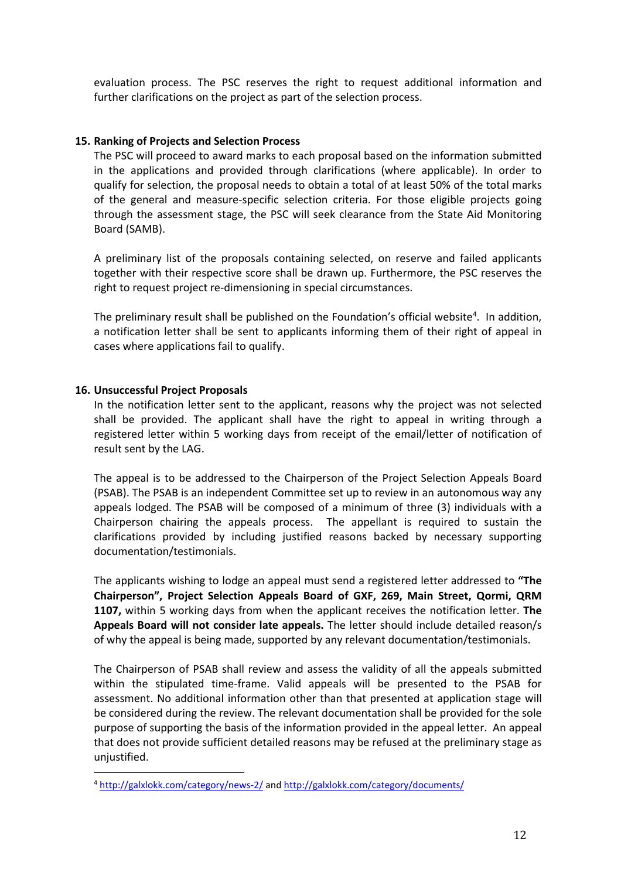evaluation process. The PSC reserves the right to request additional information and further clarifications on the project as part of the selection process.

## 15. Ranking of Projects and Selection Process

The PSC will proceed to award marks to each proposal based on the information submitted in the applications and provided through clarifications (where applicable). In order to qualify for selection, the proposal needs to obtain a total of at least 50% of the total marks of the general and measure-specific selection criteria. For those eligible projects going through the assessment stage, the PSC will seek clearance from the State Aid Monitoring Board (SAMB).

A preliminary list of the proposals containing selected, on reserve and failed applicants together with their respective score shall be drawn up. Furthermore, the PSC reserves the right to request project re-dimensioning in special circumstances.

The preliminary result shall be published on the Foundation's official website[4]. In addition, a notification letter shall be sent to applicants informing them of their right of appeal in cases where applications fail to qualify.

## 16. Unsuccessful Project Proposals

In the notification letter sent to the applicant, reasons why the project was not selected shall be provided. The applicant shall have the right to appeal in writing through a registered letter within 5 working days from receipt of the email/letter of notification of result sent by the LAG.

The appeal is to be addressed to the Chairperson of the Project Selection Appeals Board (PSAB). The PSAB is an independent Committee set up to review in an autonomous way any appeals lodged. The PSAB will be composed of a minimum of three (3) individuals with a Chairperson chairing the appeals process. The appellant is required to sustain the clarifications provided by including justified reasons backed by necessary supporting documentation/testimonials.

The applicants wishing to lodge an appeal must send a registered letter addressed to **"The Chairperson", Project Selection Appeals Board of GXF, 269, Main Street, Qormi, QRM 1107,** within 5 working days from when the applicant receives the notification letter. **The Appeals Board will not consider late appeals.** The letter should include detailed reason/s of why the appeal is being made, supported by any relevant documentation/testimonials.

The Chairperson of PSAB shall review and assess the validity of all the appeals submitted within the stipulated time-frame. Valid appeals will be presented to the PSAB for assessment. No additional information other than that presented at application stage will be considered during the review. The relevant documentation shall be provided for the sole purpose of supporting the basis of the information provided in the appeal letter. An appeal that does not provide sufficient detailed reasons may be refused at the preliminary stage as unjustified.

[4] http://galxlokk.com/category/news-2/ and http://galxlokk.com/category/documents/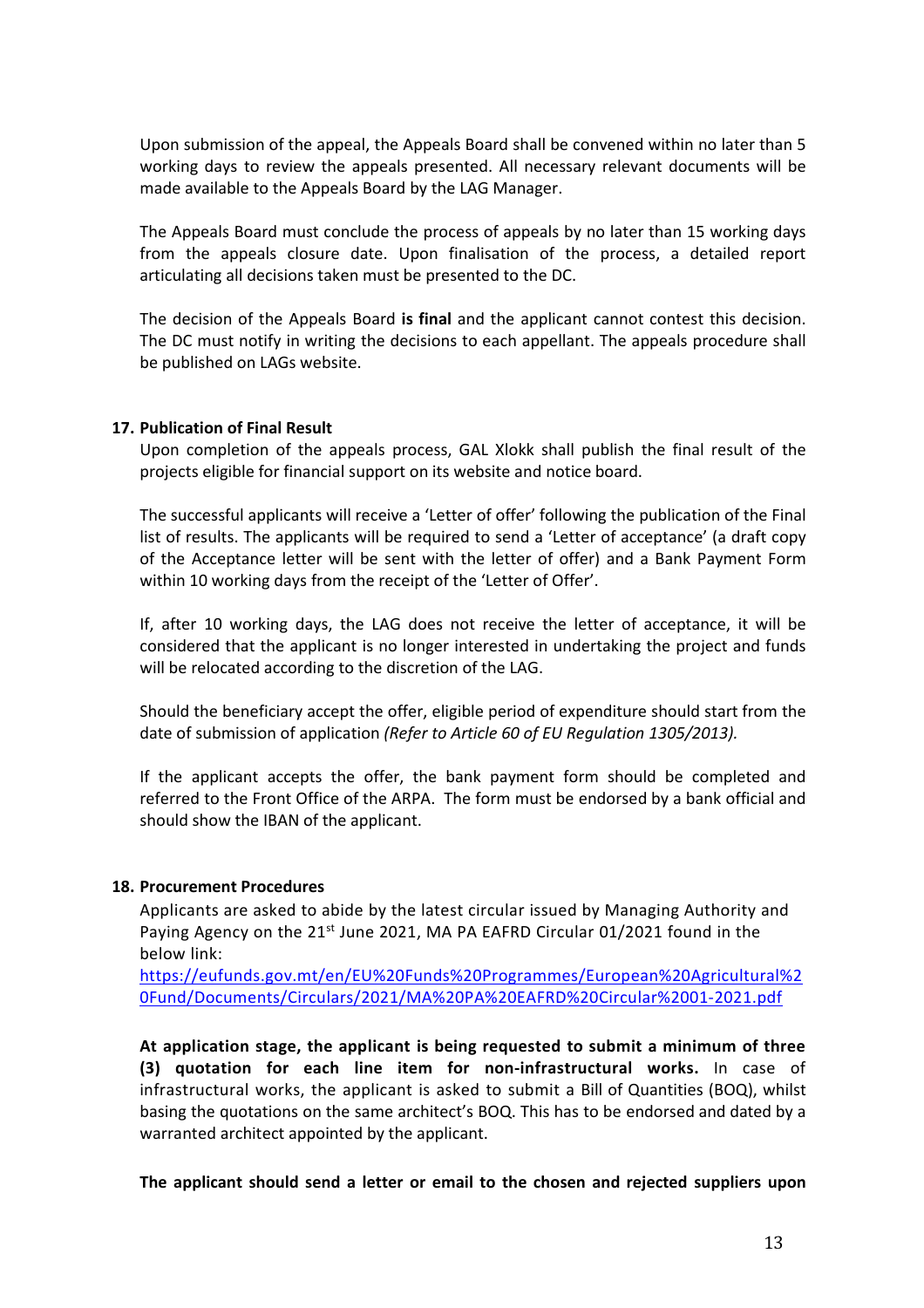Upon submission of the appeal, the Appeals Board shall be convened within no later than 5 working days to review the appeals presented. All necessary relevant documents will be made available to the Appeals Board by the LAG Manager.

The Appeals Board must conclude the process of appeals by no later than 15 working days from the appeals closure date. Upon finalisation of the process, a detailed report articulating all decisions taken must be presented to the DC.

The decision of the Appeals Board **is final** and the applicant cannot contest this decision. The DC must notify in writing the decisions to each appellant. The appeals procedure shall be published on LAGs website.

## 17. Publication of Final Result

Upon completion of the appeals process, GAL Xlokk shall publish the final result of the projects eligible for financial support on its website and notice board.

The successful applicants will receive a 'Letter of offer' following the publication of the Final list of results. The applicants will be required to send a 'Letter of acceptance' (a draft copy of the Acceptance letter will be sent with the letter of offer) and a Bank Payment Form within 10 working days from the receipt of the 'Letter of Offer'.

If, after 10 working days, the LAG does not receive the letter of acceptance, it will be considered that the applicant is no longer interested in undertaking the project and funds will be relocated according to the discretion of the LAG.

Should the beneficiary accept the offer, eligible period of expenditure should start from the date of submission of application *(Refer to Article 60 of EU Regulation 1305/2013).*

If the applicant accepts the offer, the bank payment form should be completed and referred to the Front Office of the ARPA. The form must be endorsed by a bank official and should show the IBAN of the applicant.

## 18. Procurement Procedures

Applicants are asked to abide by the latest circular issued by Managing Authority and Paying Agency on the 21st June 2021, MA PA EAFRD Circular 01/2021 found in the below link:
https://eufunds.gov.mt/en/EU%20Funds%20Programmes/European%20Agricultural%20Fund/Documents/Circulars/2021/MA%20PA%20EAFRD%20Circular%2001-2021.pdf

**At application stage, the applicant is being requested to submit a minimum of three (3) quotation for each line item for non-infrastructural works.** In case of infrastructural works, the applicant is asked to submit a Bill of Quantities (BOQ), whilst basing the quotations on the same architect's BOQ. This has to be endorsed and dated by a warranted architect appointed by the applicant.

**The applicant should send a letter or email to the chosen and rejected suppliers upon**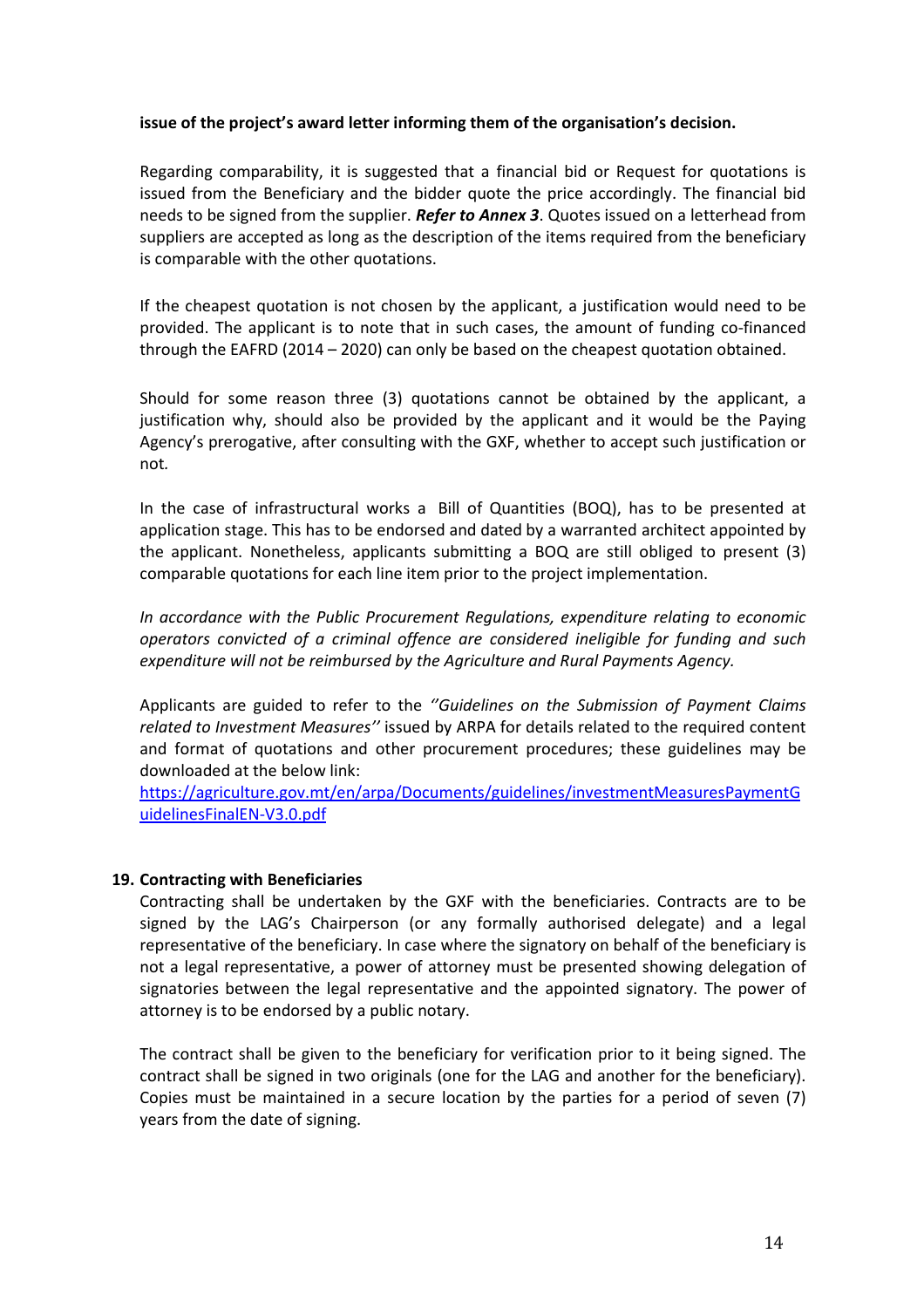**issue of the project's award letter informing them of the organisation's decision.**

Regarding comparability, it is suggested that a financial bid or Request for quotations is issued from the Beneficiary and the bidder quote the price accordingly. The financial bid needs to be signed from the supplier. ***Refer to Annex 3***. Quotes issued on a letterhead from suppliers are accepted as long as the description of the items required from the beneficiary is comparable with the other quotations.

If the cheapest quotation is not chosen by the applicant, a justification would need to be provided. The applicant is to note that in such cases, the amount of funding co-financed through the EAFRD (2014 – 2020) can only be based on the cheapest quotation obtained.

Should for some reason three (3) quotations cannot be obtained by the applicant, a justification why, should also be provided by the applicant and it would be the Paying Agency's prerogative, after consulting with the GXF, whether to accept such justification or not.

In the case of infrastructural works a Bill of Quantities (BOQ), has to be presented at application stage. This has to be endorsed and dated by a warranted architect appointed by the applicant. Nonetheless, applicants submitting a BOQ are still obliged to present (3) comparable quotations for each line item prior to the project implementation.

*In accordance with the Public Procurement Regulations, expenditure relating to economic operators convicted of a criminal offence are considered ineligible for funding and such expenditure will not be reimbursed by the Agriculture and Rural Payments Agency.*

Applicants are guided to refer to the *''Guidelines on the Submission of Payment Claims related to Investment Measures''* issued by ARPA for details related to the required content and format of quotations and other procurement procedures; these guidelines may be downloaded at the below link:
https://agriculture.gov.mt/en/arpa/Documents/guidelines/investmentMeasuresPaymentGuidelinesFinalEN-V3.0.pdf

## 19. Contracting with Beneficiaries

Contracting shall be undertaken by the GXF with the beneficiaries. Contracts are to be signed by the LAG's Chairperson (or any formally authorised delegate) and a legal representative of the beneficiary. In case where the signatory on behalf of the beneficiary is not a legal representative, a power of attorney must be presented showing delegation of signatories between the legal representative and the appointed signatory. The power of attorney is to be endorsed by a public notary.

The contract shall be given to the beneficiary for verification prior to it being signed. The contract shall be signed in two originals (one for the LAG and another for the beneficiary). Copies must be maintained in a secure location by the parties for a period of seven (7) years from the date of signing.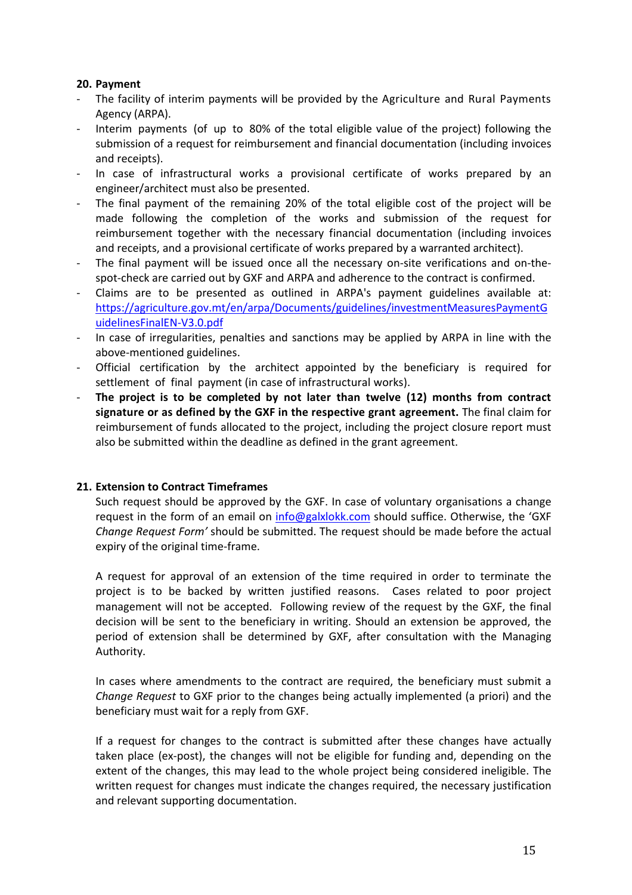## 20. Payment

- The facility of interim payments will be provided by the Agriculture and Rural Payments Agency (ARPA).
- Interim payments (of up to 80% of the total eligible value of the project) following the submission of a request for reimbursement and financial documentation (including invoices and receipts).
- In case of infrastructural works a provisional certificate of works prepared by an engineer/architect must also be presented.
- The final payment of the remaining 20% of the total eligible cost of the project will be made following the completion of the works and submission of the request for reimbursement together with the necessary financial documentation (including invoices and receipts, and a provisional certificate of works prepared by a warranted architect).
- The final payment will be issued once all the necessary on-site verifications and on-the-spot-check are carried out by GXF and ARPA and adherence to the contract is confirmed.
- Claims are to be presented as outlined in ARPA's payment guidelines available at: [https://agriculture.gov.mt/en/arpa/Documents/guidelines/investmentMeasuresPaymentGuidelinesFinalEN-V3.0.pdf](https://agriculture.gov.mt/en/arpa/Documents/guidelines/investmentMeasuresPaymentGuidelinesFinalEN-V3.0.pdf)
- In case of irregularities, penalties and sanctions may be applied by ARPA in line with the above-mentioned guidelines.
- Official certification by the architect appointed by the beneficiary is required for settlement of final payment (in case of infrastructural works).
- **The project is to be completed by not later than twelve (12) months from contract signature or as defined by the GXF in the respective grant agreement.** The final claim for reimbursement of funds allocated to the project, including the project closure report must also be submitted within the deadline as defined in the grant agreement.

## 21. Extension to Contract Timeframes

Such request should be approved by the GXF. In case of voluntary organisations a change request in the form of an email on [info@galxlokk.com](mailto:info@galxlokk.com) should suffice. Otherwise, the 'GXF *Change Request Form'* should be submitted. The request should be made before the actual expiry of the original time-frame.

A request for approval of an extension of the time required in order to terminate the project is to be backed by written justified reasons. Cases related to poor project management will not be accepted. Following review of the request by the GXF, the final decision will be sent to the beneficiary in writing. Should an extension be approved, the period of extension shall be determined by GXF, after consultation with the Managing Authority.

In cases where amendments to the contract are required, the beneficiary must submit a *Change Request* to GXF prior to the changes being actually implemented (a priori) and the beneficiary must wait for a reply from GXF.

If a request for changes to the contract is submitted after these changes have actually taken place (ex-post), the changes will not be eligible for funding and, depending on the extent of the changes, this may lead to the whole project being considered ineligible. The written request for changes must indicate the changes required, the necessary justification and relevant supporting documentation.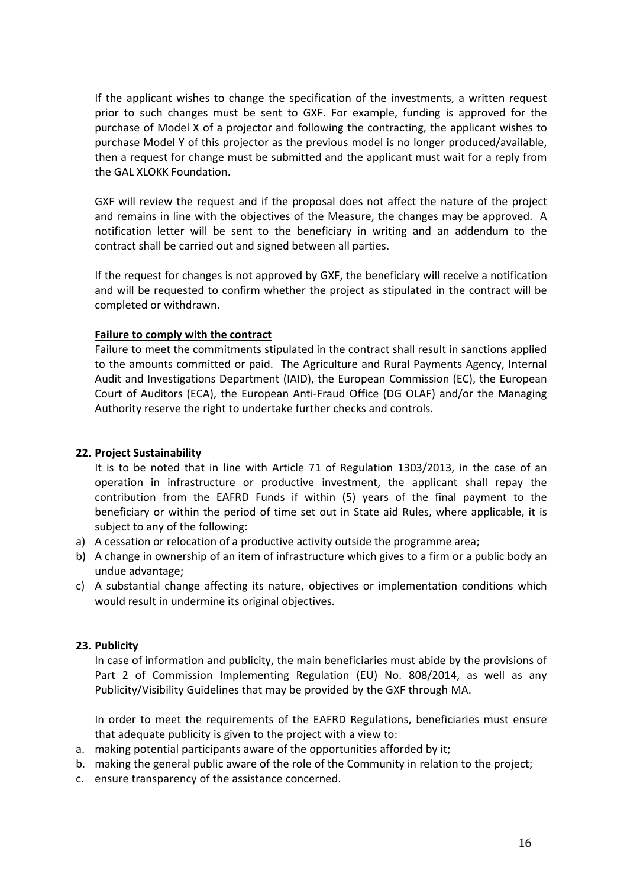If the applicant wishes to change the specification of the investments, a written request prior to such changes must be sent to GXF. For example, funding is approved for the purchase of Model X of a projector and following the contracting, the applicant wishes to purchase Model Y of this projector as the previous model is no longer produced/available, then a request for change must be submitted and the applicant must wait for a reply from the GAL XLOKK Foundation.

GXF will review the request and if the proposal does not affect the nature of the project and remains in line with the objectives of the Measure, the changes may be approved. A notification letter will be sent to the beneficiary in writing and an addendum to the contract shall be carried out and signed between all parties.

If the request for changes is not approved by GXF, the beneficiary will receive a notification and will be requested to confirm whether the project as stipulated in the contract will be completed or withdrawn.

**Failure to comply with the contract**

Failure to meet the commitments stipulated in the contract shall result in sanctions applied to the amounts committed or paid. The Agriculture and Rural Payments Agency, Internal Audit and Investigations Department (IAID), the European Commission (EC), the European Court of Auditors (ECA), the European Anti-Fraud Office (DG OLAF) and/or the Managing Authority reserve the right to undertake further checks and controls.

## 22. Project Sustainability

It is to be noted that in line with Article 71 of Regulation 1303/2013, in the case of an operation in infrastructure or productive investment, the applicant shall repay the contribution from the EAFRD Funds if within (5) years of the final payment to the beneficiary or within the period of time set out in State aid Rules, where applicable, it is subject to any of the following:

a) A cessation or relocation of a productive activity outside the programme area;
b) A change in ownership of an item of infrastructure which gives to a firm or a public body an undue advantage;
c) A substantial change affecting its nature, objectives or implementation conditions which would result in undermine its original objectives.

## 23. Publicity

In case of information and publicity, the main beneficiaries must abide by the provisions of Part 2 of Commission Implementing Regulation (EU) No. 808/2014, as well as any Publicity/Visibility Guidelines that may be provided by the GXF through MA.

In order to meet the requirements of the EAFRD Regulations, beneficiaries must ensure that adequate publicity is given to the project with a view to:

a. making potential participants aware of the opportunities afforded by it;
b. making the general public aware of the role of the Community in relation to the project;
c. ensure transparency of the assistance concerned.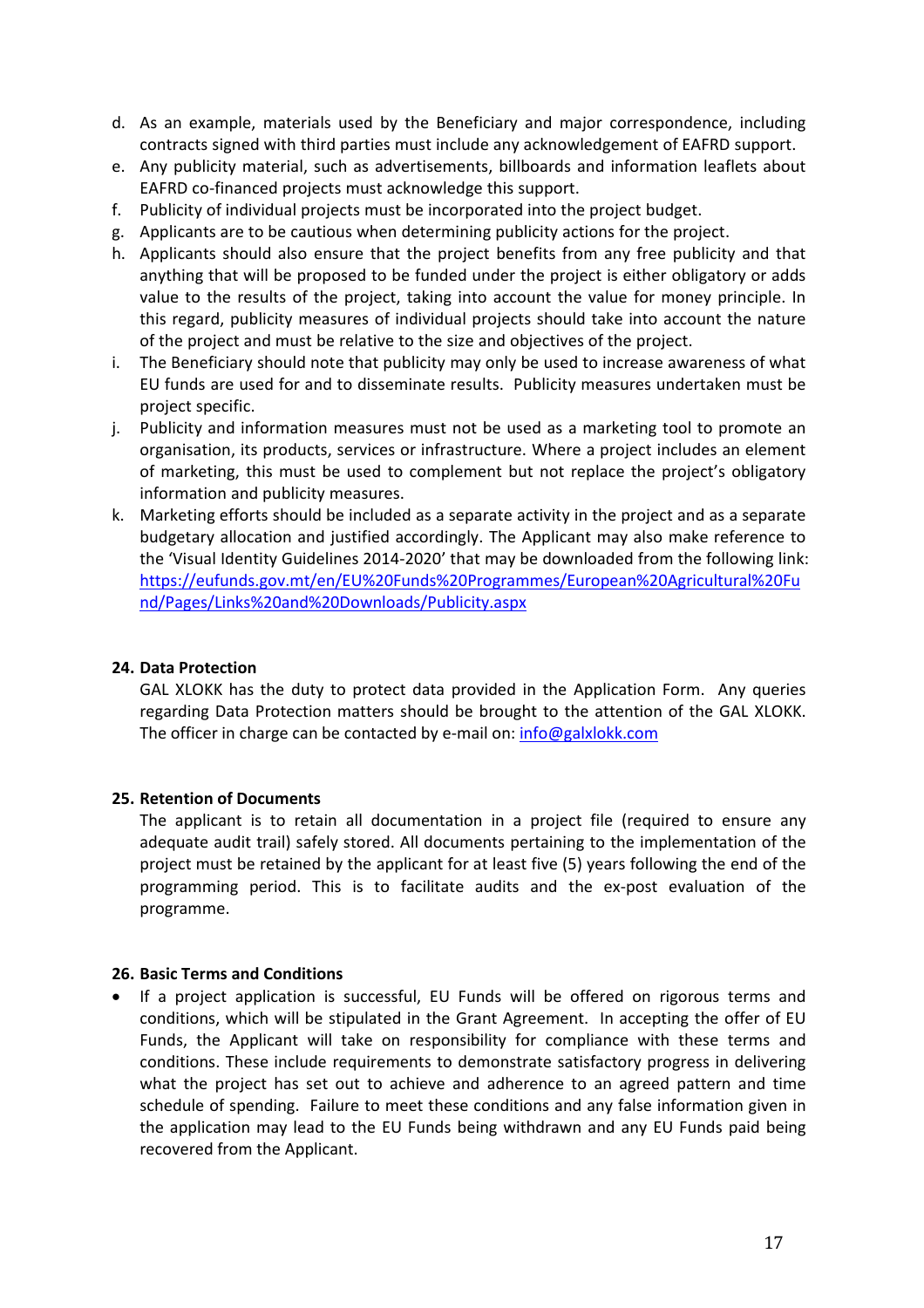d. As an example, materials used by the Beneficiary and major correspondence, including contracts signed with third parties must include any acknowledgement of EAFRD support.
e. Any publicity material, such as advertisements, billboards and information leaflets about EAFRD co-financed projects must acknowledge this support.
f. Publicity of individual projects must be incorporated into the project budget.
g. Applicants are to be cautious when determining publicity actions for the project.
h. Applicants should also ensure that the project benefits from any free publicity and that anything that will be proposed to be funded under the project is either obligatory or adds value to the results of the project, taking into account the value for money principle. In this regard, publicity measures of individual projects should take into account the nature of the project and must be relative to the size and objectives of the project.
i. The Beneficiary should note that publicity may only be used to increase awareness of what EU funds are used for and to disseminate results. Publicity measures undertaken must be project specific.
j. Publicity and information measures must not be used as a marketing tool to promote an organisation, its products, services or infrastructure. Where a project includes an element of marketing, this must be used to complement but not replace the project's obligatory information and publicity measures.
k. Marketing efforts should be included as a separate activity in the project and as a separate budgetary allocation and justified accordingly. The Applicant may also make reference to the 'Visual Identity Guidelines 2014-2020' that may be downloaded from the following link: https://eufunds.gov.mt/en/EU%20Funds%20Programmes/European%20Agricultural%20Fund/Pages/Links%20and%20Downloads/Publicity.aspx

## 24. Data Protection

GAL XLOKK has the duty to protect data provided in the Application Form. Any queries regarding Data Protection matters should be brought to the attention of the GAL XLOKK. The officer in charge can be contacted by e-mail on: info@galxlokk.com

## 25. Retention of Documents

The applicant is to retain all documentation in a project file (required to ensure any adequate audit trail) safely stored. All documents pertaining to the implementation of the project must be retained by the applicant for at least five (5) years following the end of the programming period. This is to facilitate audits and the ex-post evaluation of the programme.

## 26. Basic Terms and Conditions

- If a project application is successful, EU Funds will be offered on rigorous terms and conditions, which will be stipulated in the Grant Agreement. In accepting the offer of EU Funds, the Applicant will take on responsibility for compliance with these terms and conditions. These include requirements to demonstrate satisfactory progress in delivering what the project has set out to achieve and adherence to an agreed pattern and time schedule of spending. Failure to meet these conditions and any false information given in the application may lead to the EU Funds being withdrawn and any EU Funds paid being recovered from the Applicant.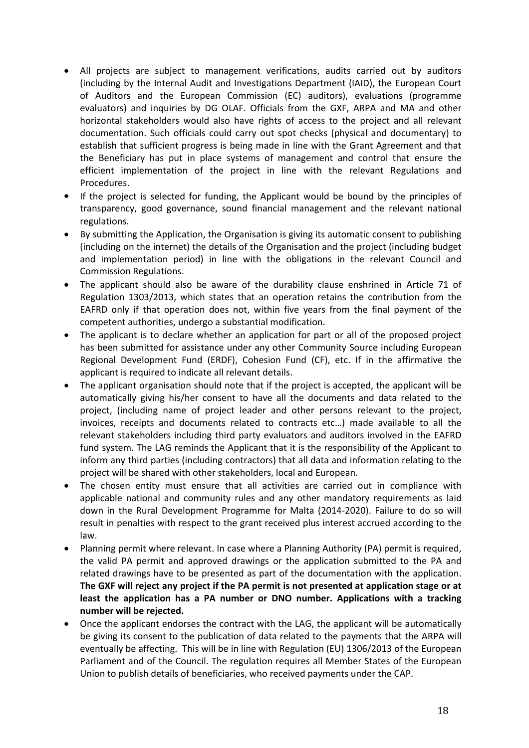- All projects are subject to management verifications, audits carried out by auditors (including by the Internal Audit and Investigations Department (IAID), the European Court of Auditors and the European Commission (EC) auditors), evaluations (programme evaluators) and inquiries by DG OLAF. Officials from the GXF, ARPA and MA and other horizontal stakeholders would also have rights of access to the project and all relevant documentation. Such officials could carry out spot checks (physical and documentary) to establish that sufficient progress is being made in line with the Grant Agreement and that the Beneficiary has put in place systems of management and control that ensure the efficient implementation of the project in line with the relevant Regulations and Procedures.
- If the project is selected for funding, the Applicant would be bound by the principles of transparency, good governance, sound financial management and the relevant national regulations.
- By submitting the Application, the Organisation is giving its automatic consent to publishing (including on the internet) the details of the Organisation and the project (including budget and implementation period) in line with the obligations in the relevant Council and Commission Regulations.
- The applicant should also be aware of the durability clause enshrined in Article 71 of Regulation 1303/2013, which states that an operation retains the contribution from the EAFRD only if that operation does not, within five years from the final payment of the competent authorities, undergo a substantial modification.
- The applicant is to declare whether an application for part or all of the proposed project has been submitted for assistance under any other Community Source including European Regional Development Fund (ERDF), Cohesion Fund (CF), etc. If in the affirmative the applicant is required to indicate all relevant details.
- The applicant organisation should note that if the project is accepted, the applicant will be automatically giving his/her consent to have all the documents and data related to the project, (including name of project leader and other persons relevant to the project, invoices, receipts and documents related to contracts etc…) made available to all the relevant stakeholders including third party evaluators and auditors involved in the EAFRD fund system. The LAG reminds the Applicant that it is the responsibility of the Applicant to inform any third parties (including contractors) that all data and information relating to the project will be shared with other stakeholders, local and European.
- The chosen entity must ensure that all activities are carried out in compliance with applicable national and community rules and any other mandatory requirements as laid down in the Rural Development Programme for Malta (2014-2020). Failure to do so will result in penalties with respect to the grant received plus interest accrued according to the law.
- Planning permit where relevant. In case where a Planning Authority (PA) permit is required, the valid PA permit and approved drawings or the application submitted to the PA and related drawings have to be presented as part of the documentation with the application. **The GXF will reject any project if the PA permit is not presented at application stage or at least the application has a PA number or DNO number. Applications with a tracking number will be rejected.**
- Once the applicant endorses the contract with the LAG, the applicant will be automatically be giving its consent to the publication of data related to the payments that the ARPA will eventually be affecting. This will be in line with Regulation (EU) 1306/2013 of the European Parliament and of the Council. The regulation requires all Member States of the European Union to publish details of beneficiaries, who received payments under the CAP.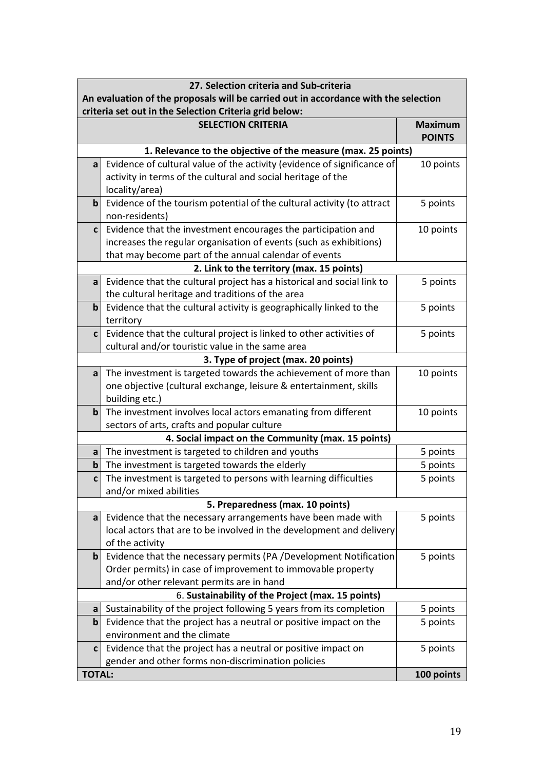| **27. Selection criteria and Sub-criteria**<br>**An evaluation of the proposals will be carried out in accordance with the selection criteria set out in the Selection Criteria grid below:** | | |
|---|---|---|
| | **SELECTION CRITERIA** | **Maximum POINTS** |
| | **1. Relevance to the objective of the measure (max. 25 points)** | |
| **a** | Evidence of cultural value of the activity (evidence of significance of activity in terms of the cultural and social heritage of the locality/area) | 10 points |
| **b** | Evidence of the tourism potential of the cultural activity (to attract non-residents) | 5 points |
| **c** | Evidence that the investment encourages the participation and increases the regular organisation of events (such as exhibitions) that may become part of the annual calendar of events | 10 points |
| | **2. Link to the territory (max. 15 points)** | |
| **a** | Evidence that the cultural project has a historical and social link to the cultural heritage and traditions of the area | 5 points |
| **b** | Evidence that the cultural activity is geographically linked to the territory | 5 points |
| **c** | Evidence that the cultural project is linked to other activities of cultural and/or touristic value in the same area | 5 points |
| | **3. Type of project (max. 20 points)** | |
| **a** | The investment is targeted towards the achievement of more than one objective (cultural exchange, leisure & entertainment, skills building etc.) | 10 points |
| **b** | The investment involves local actors emanating from different sectors of arts, crafts and popular culture | 10 points |
| | **4. Social impact on the Community (max. 15 points)** | |
| **a** | The investment is targeted to children and youths | 5 points |
| **b** | The investment is targeted towards the elderly | 5 points |
| **c** | The investment is targeted to persons with learning difficulties and/or mixed abilities | 5 points |
| | **5. Preparedness (max. 10 points)** | |
| **a** | Evidence that the necessary arrangements have been made with local actors that are to be involved in the development and delivery of the activity | 5 points |
| **b** | Evidence that the necessary permits (PA /Development Notification Order permits) in case of improvement to immovable property and/or other relevant permits are in hand | 5 points |
| | 6. **Sustainability of the Project (max. 15 points)** | |
| **a** | Sustainability of the project following 5 years from its completion | 5 points |
| **b** | Evidence that the project has a neutral or positive impact on the environment and the climate | 5 points |
| **c** | Evidence that the project has a neutral or positive impact on gender and other forms non-discrimination policies | 5 points |
| **TOTAL:** | | **100 points** |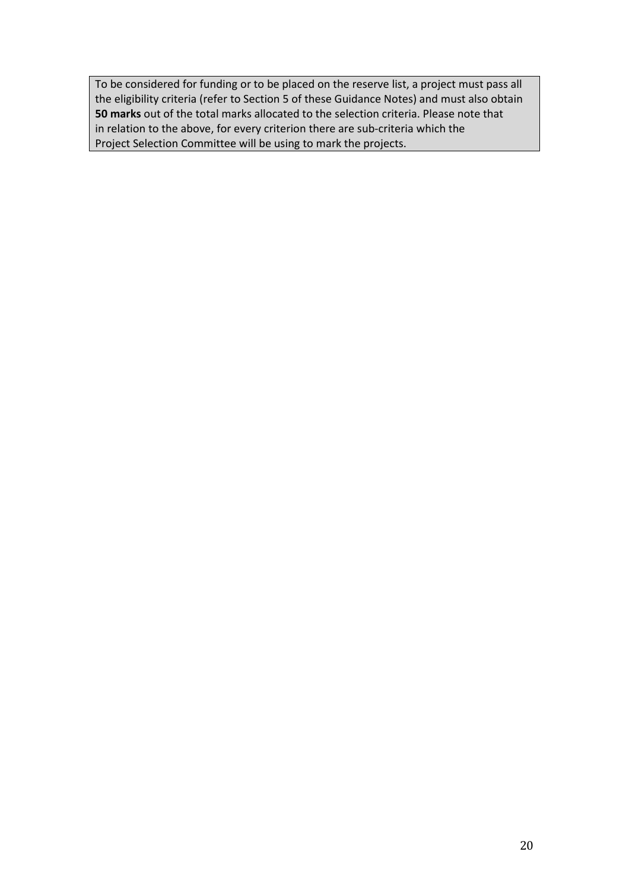To be considered for funding or to be placed on the reserve list, a project must pass all the eligibility criteria (refer to Section 5 of these Guidance Notes) and must also obtain **50 marks** out of the total marks allocated to the selection criteria. Please note that in relation to the above, for every criterion there are sub-criteria which the Project Selection Committee will be using to mark the projects.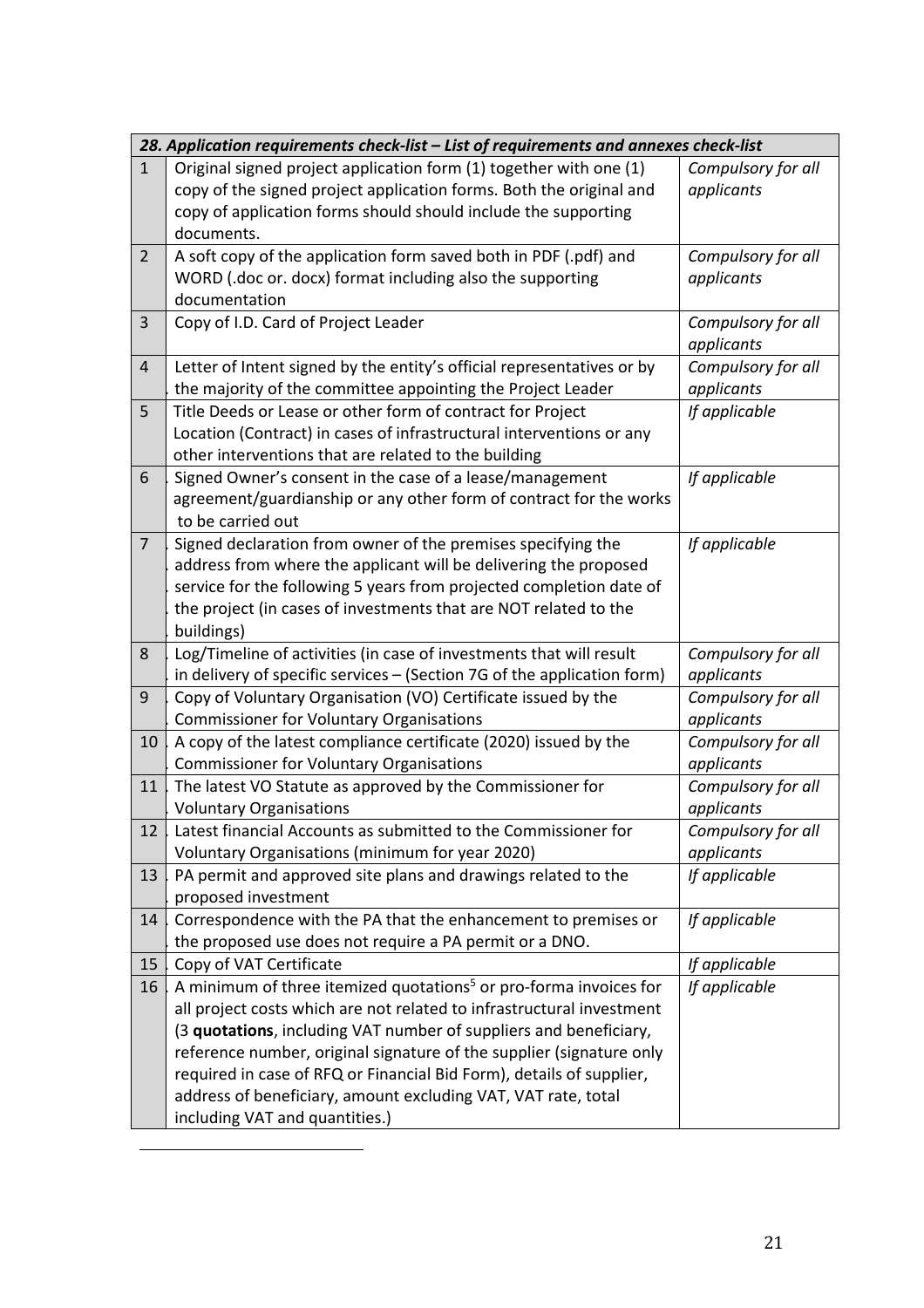| 28. Application requirements check-list – List of requirements and annexes check-list | | |
|---|---|---|
| 1 | Original signed project application form (1) together with one (1) copy of the signed project application forms. Both the original and copy of application forms should should include the supporting documents. | *Compulsory for all applicants* |
| 2 | A soft copy of the application form saved both in PDF (.pdf) and WORD (.doc or. docx) format including also the supporting documentation | *Compulsory for all applicants* |
| 3 | Copy of I.D. Card of Project Leader | *Compulsory for all applicants* |
| 4 | Letter of Intent signed by the entity's official representatives or by the majority of the committee appointing the Project Leader | *Compulsory for all applicants* |
| 5 | Title Deeds or Lease or other form of contract for Project Location (Contract) in cases of infrastructural interventions or any other interventions that are related to the building | *If applicable* |
| 6 | Signed Owner's consent in the case of a lease/management agreement/guardianship or any other form of contract for the works to be carried out | *If applicable* |
| 7 | Signed declaration from owner of the premises specifying the address from where the applicant will be delivering the proposed service for the following 5 years from projected completion date of the project (in cases of investments that are NOT related to the buildings) | *If applicable* |
| 8 | Log/Timeline of activities (in case of investments that will result in delivery of specific services – (Section 7G of the application form) | *Compulsory for all applicants* |
| 9 | Copy of Voluntary Organisation (VO) Certificate issued by the Commissioner for Voluntary Organisations | *Compulsory for all applicants* |
| 10 | A copy of the latest compliance certificate (2020) issued by the Commissioner for Voluntary Organisations | *Compulsory for all applicants* |
| 11 | The latest VO Statute as approved by the Commissioner for Voluntary Organisations | *Compulsory for all applicants* |
| 12 | Latest financial Accounts as submitted to the Commissioner for Voluntary Organisations (minimum for year 2020) | *Compulsory for all applicants* |
| 13 | PA permit and approved site plans and drawings related to the proposed investment | *If applicable* |
| 14 | Correspondence with the PA that the enhancement to premises or the proposed use does not require a PA permit or a DNO. | *If applicable* |
| 15 | Copy of VAT Certificate | *If applicable* |
| 16 | A minimum of three itemized quotations[5] or pro-forma invoices for all project costs which are not related to infrastructural investment (3 **quotations**, including VAT number of suppliers and beneficiary, reference number, original signature of the supplier (signature only required in case of RFQ or Financial Bid Form), details of supplier, address of beneficiary, amount excluding VAT, VAT rate, total including VAT and quantities.) | *If applicable* |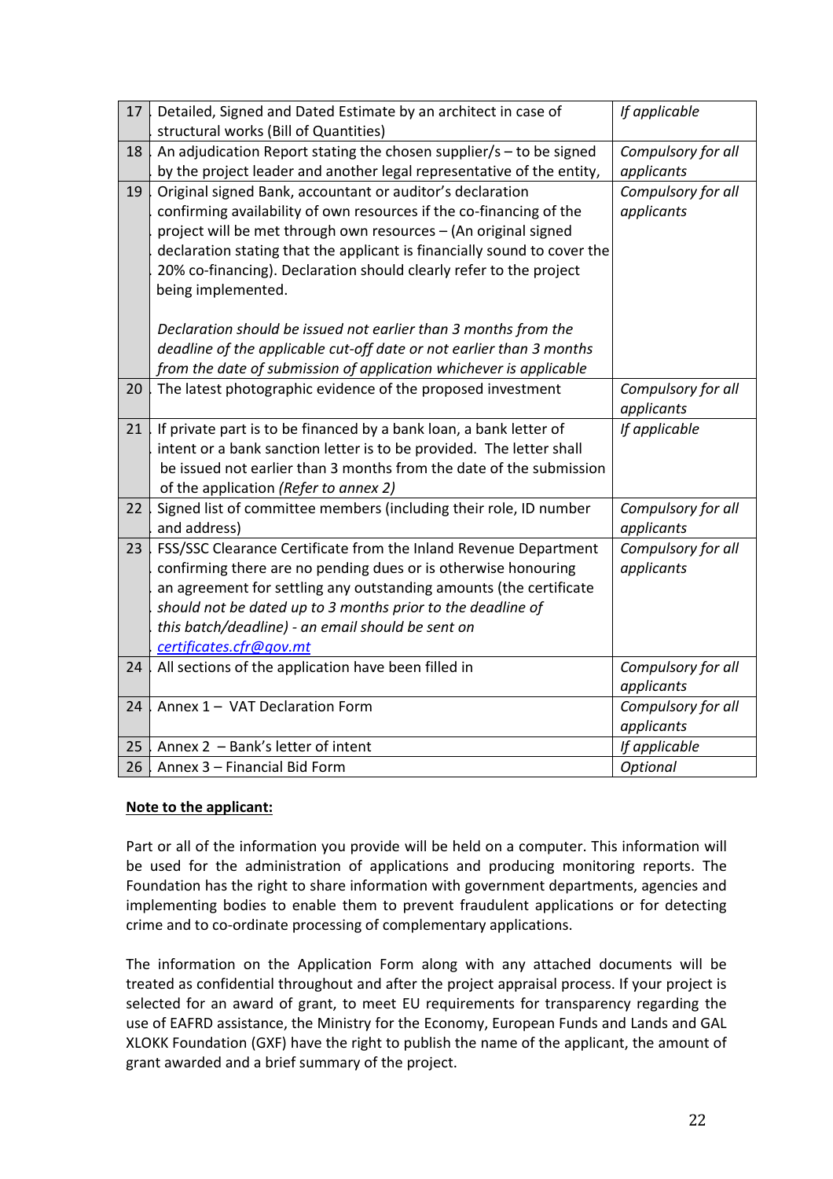| 17 | Detailed, Signed and Dated Estimate by an architect in case of structural works (Bill of Quantities) | *If applicable* |
|---|---|---|
| 18 | An adjudication Report stating the chosen supplier/s – to be signed by the project leader and another legal representative of the entity, | *Compulsory for all applicants* |
| 19 | Original signed Bank, accountant or auditor's declaration confirming availability of own resources if the co-financing of the project will be met through own resources – (An original signed declaration stating that the applicant is financially sound to cover the 20% co-financing). Declaration should clearly refer to the project being implemented.<br><br>*Declaration should be issued not earlier than 3 months from the deadline of the applicable cut-off date or not earlier than 3 months from the date of submission of application whichever is applicable* | *Compulsory for all applicants* |
| 20 | The latest photographic evidence of the proposed investment | *Compulsory for all applicants* |
| 21 | If private part is to be financed by a bank loan, a bank letter of intent or a bank sanction letter is to be provided. The letter shall be issued not earlier than 3 months from the date of the submission of the application *(Refer to annex 2)* | *If applicable* |
| 22 | Signed list of committee members (including their role, ID number and address) | *Compulsory for all applicants* |
| 23 | FSS/SSC Clearance Certificate from the Inland Revenue Department confirming there are no pending dues or is otherwise honouring an agreement for settling any outstanding amounts (the certificate *should not be dated up to 3 months prior to the deadline of this batch/deadline) - an email should be sent on* *certificates.cfr@gov.mt* | *Compulsory for all applicants* |
| 24 | All sections of the application have been filled in | *Compulsory for all applicants* |
| 24 | Annex 1 – VAT Declaration Form | *Compulsory for all applicants* |
| 25 | Annex 2 – Bank's letter of intent | *If applicable* |
| 26 | Annex 3 – Financial Bid Form | *Optional* |

**Note to the applicant:**

Part or all of the information you provide will be held on a computer. This information will be used for the administration of applications and producing monitoring reports. The Foundation has the right to share information with government departments, agencies and implementing bodies to enable them to prevent fraudulent applications or for detecting crime and to co-ordinate processing of complementary applications.

The information on the Application Form along with any attached documents will be treated as confidential throughout and after the project appraisal process. If your project is selected for an award of grant, to meet EU requirements for transparency regarding the use of EAFRD assistance, the Ministry for the Economy, European Funds and Lands and GAL XLOKK Foundation (GXF) have the right to publish the name of the applicant, the amount of grant awarded and a brief summary of the project.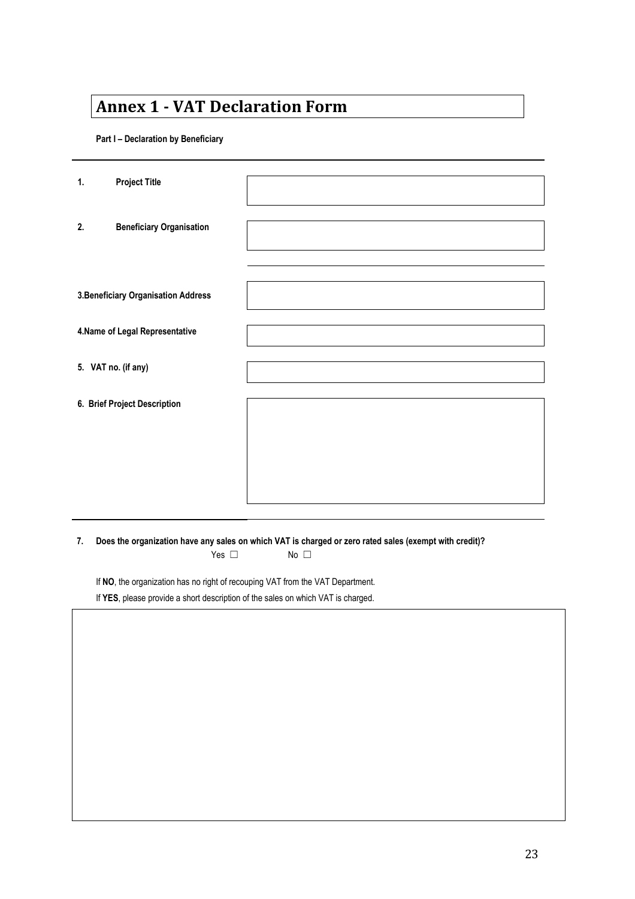# Annex 1 - VAT Declaration Form

**Part I – Declaration by Beneficiary**

| | |
|---|---|
| **1. Project Title** | |
| **2. Beneficiary Organisation** | |
| **3. Beneficiary Organisation Address** | |
| **4. Name of Legal Representative** | |
| **5. VAT no. (if any)** | |
| **6. Brief Project Description** | |

**7. Does the organization have any sales on which VAT is charged or zero rated sales (exempt with credit)?**

Yes ☐ No ☐

If **NO**, the organization has no right of recouping VAT from the VAT Department.

If **YES**, please provide a short description of the sales on which VAT is charged.

| |
|---|
| |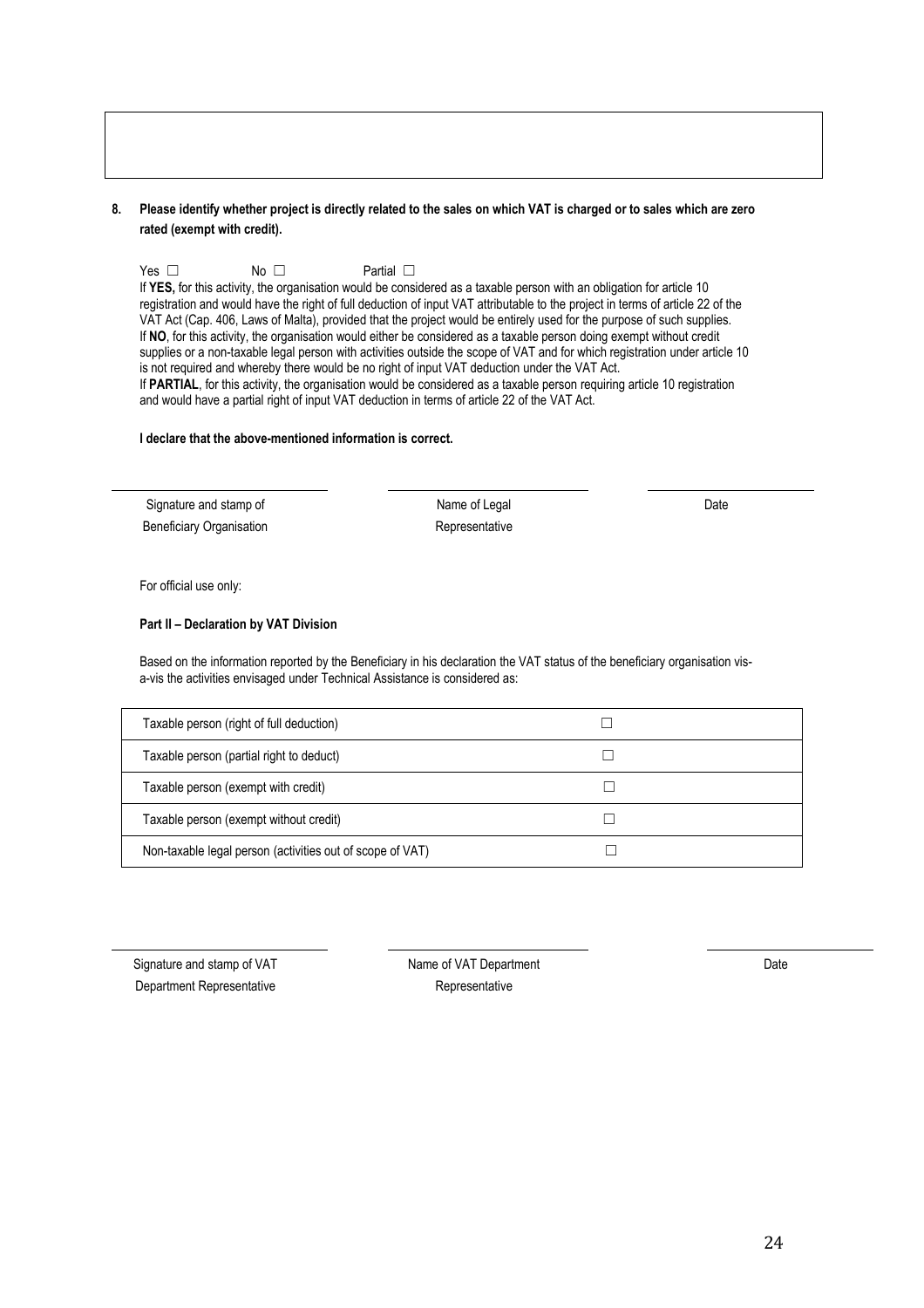8. **Please identify whether project is directly related to the sales on which VAT is charged or to sales which are zero rated (exempt with credit).**

Yes ☐ No ☐ Partial ☐

If **YES,** for this activity, the organisation would be considered as a taxable person with an obligation for article 10 registration and would have the right of full deduction of input VAT attributable to the project in terms of article 22 of the VAT Act (Cap. 406, Laws of Malta), provided that the project would be entirely used for the purpose of such supplies.

If **NO**, for this activity, the organisation would either be considered as a taxable person doing exempt without credit supplies or a non-taxable legal person with activities outside the scope of VAT and for which registration under article 10 is not required and whereby there would be no right of input VAT deduction under the VAT Act.

If **PARTIAL**, for this activity, the organisation would be considered as a taxable person requiring article 10 registration and would have a partial right of input VAT deduction in terms of article 22 of the VAT Act.

**I declare that the above-mentioned information is correct.**

| Signature and stamp of Beneficiary Organisation | Name of Legal Representative | Date |
|---|---|---|

For official use only:

**Part II – Declaration by VAT Division**

Based on the information reported by the Beneficiary in his declaration the VAT status of the beneficiary organisation vis-a-vis the activities envisaged under Technical Assistance is considered as:

| | |
|---|---|
| Taxable person (right of full deduction) | ☐ |
| Taxable person (partial right to deduct) | ☐ |
| Taxable person (exempt with credit) | ☐ |
| Taxable person (exempt without credit) | ☐ |
| Non-taxable legal person (activities out of scope of VAT) | ☐ |

| Signature and stamp of VAT Department Representative | Name of VAT Department Representative | Date |
|---|---|---|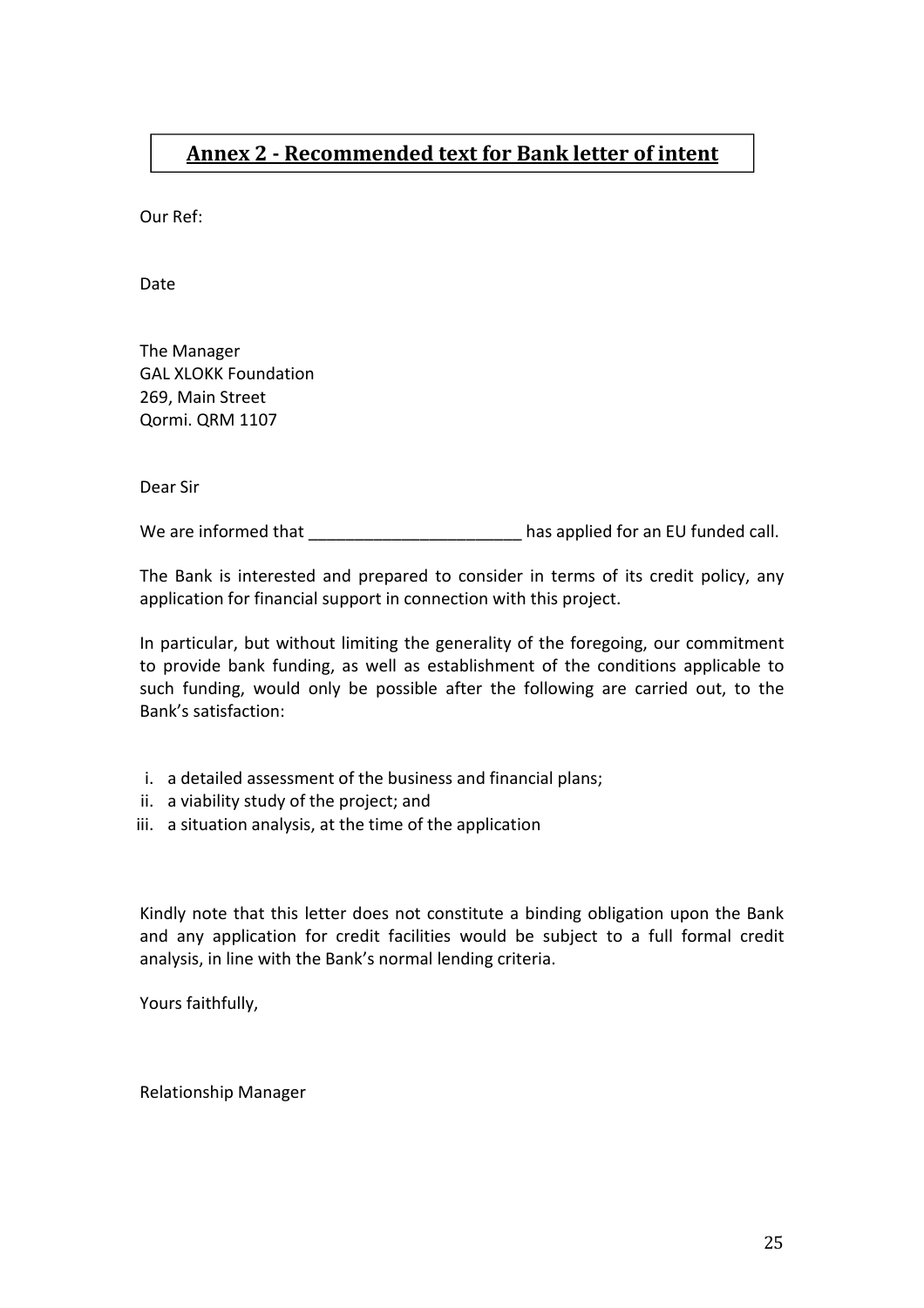# Annex 2 - Recommended text for Bank letter of intent

Our Ref:

Date

The Manager
GAL XLOKK Foundation
269, Main Street
Qormi. QRM 1107

Dear Sir

We are informed that _______________________ has applied for an EU funded call.

The Bank is interested and prepared to consider in terms of its credit policy, any application for financial support in connection with this project.

In particular, but without limiting the generality of the foregoing, our commitment to provide bank funding, as well as establishment of the conditions applicable to such funding, would only be possible after the following are carried out, to the Bank's satisfaction:

i. a detailed assessment of the business and financial plans;
ii. a viability study of the project; and
iii. a situation analysis, at the time of the application

Kindly note that this letter does not constitute a binding obligation upon the Bank and any application for credit facilities would be subject to a full formal credit analysis, in line with the Bank's normal lending criteria.

Yours faithfully,

Relationship Manager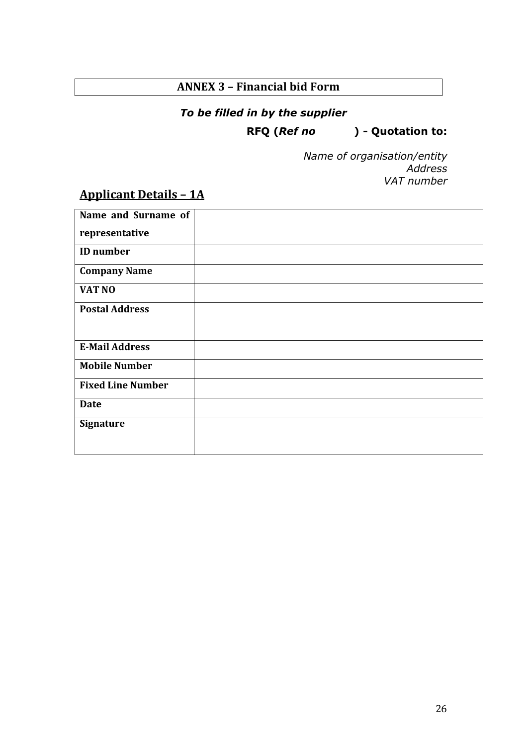## ANNEX 3 – Financial bid Form

***To be filled in by the supplier***

**RFQ (*Ref no*           ) - Quotation to:**

*Name of organisation/entity*
*Address*
*VAT number*

## Applicant Details – 1A

| | |
|---|---|
| **Name and Surname of representative** | |
| **ID number** | |
| **Company Name** | |
| **VAT NO** | |
| **Postal Address** | |
| **E-Mail Address** | |
| **Mobile Number** | |
| **Fixed Line Number** | |
| **Date** | |
| **Signature** | |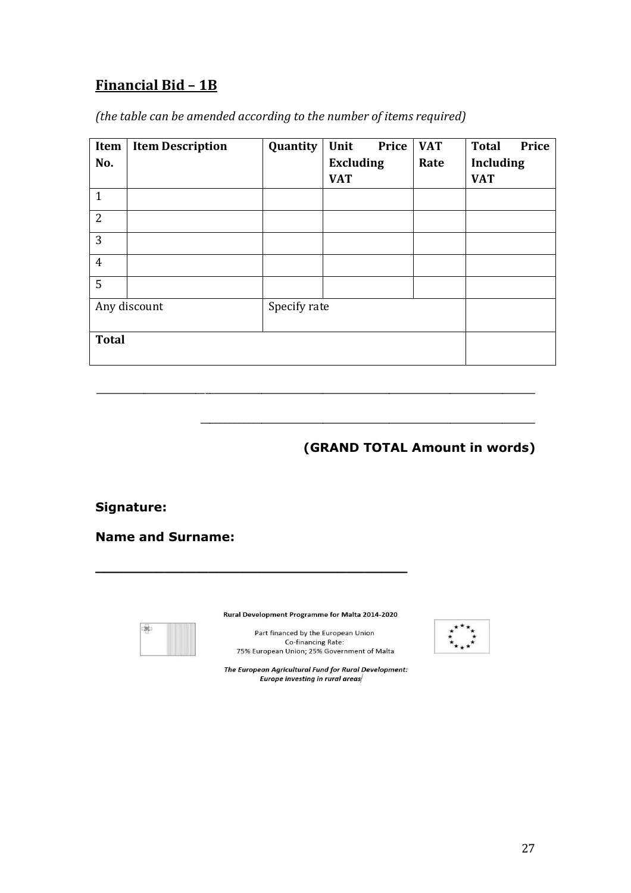## Financial Bid – 1B

*(the table can be amended according to the number of items required)*

| Item No. | Item Description | Quantity | Unit Price Excluding VAT | VAT Rate | Total Price Including VAT |
|---|---|---|---|---|---|
| 1 | | | | | |
| 2 | | | | | |
| 3 | | | | | |
| 4 | | | | | |
| 5 | | | | | |
| Any discount | | Specify rate | | | |
| **Total** | | | | | |

______________________________________________________________________

______________________________________________________

**(GRAND TOTAL Amount in words)**

**Signature:**

**Name and Surname:**

________________________________________

Rural Development Programme for Malta 2014-2020

Part financed by the European Union
Co-financing Rate:
75% European Union; 25% Government of Malta

*The European Agricultural Fund for Rural Development:
Europe investing in rural areas*